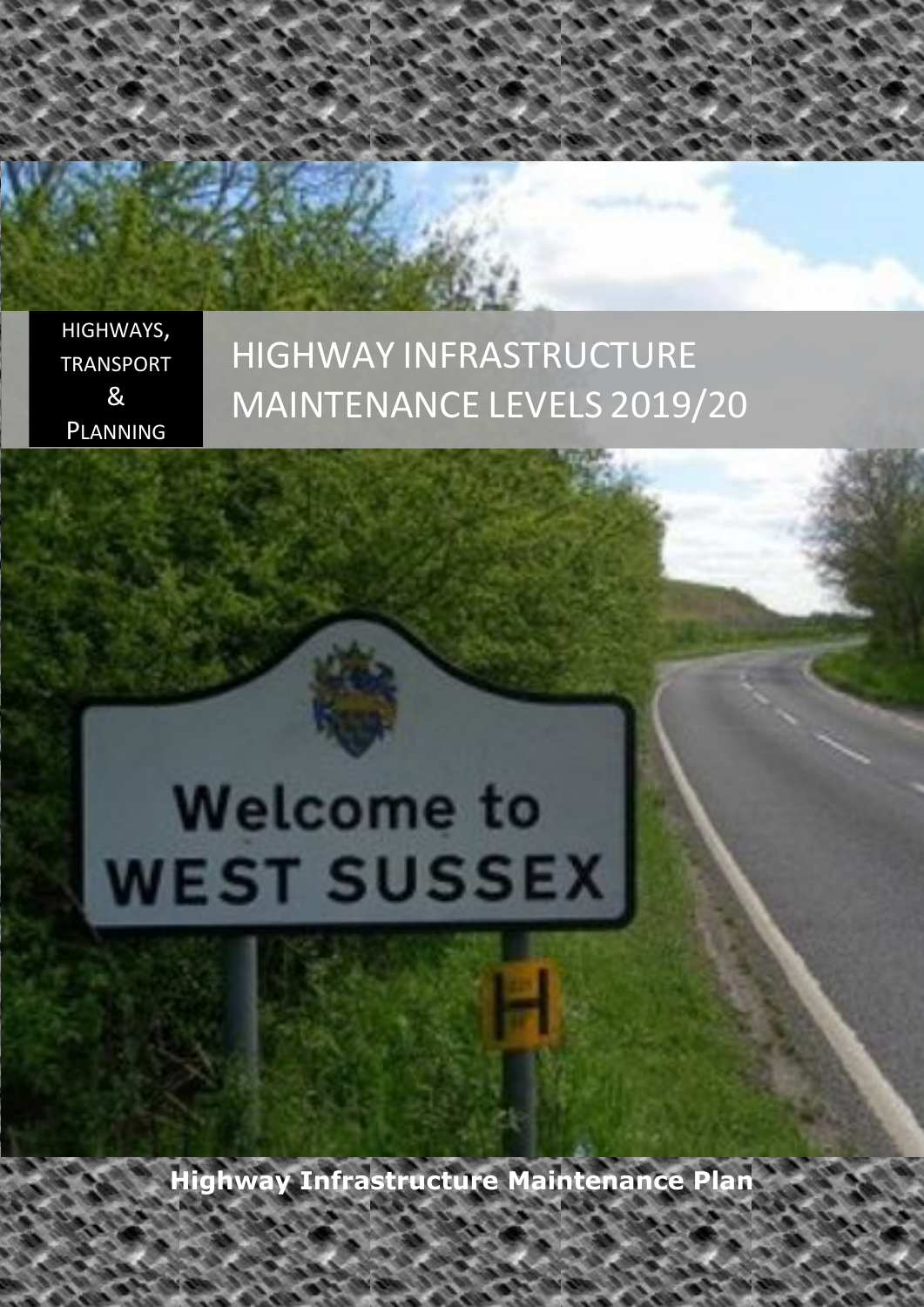HIGHWAYS, TRANSPORT & PLANNING

# HIGHWAY INFRASTRUCTURE MAINTENANCE LEVELS 2019/20

**Highway Infrastructure Maintenance Plan**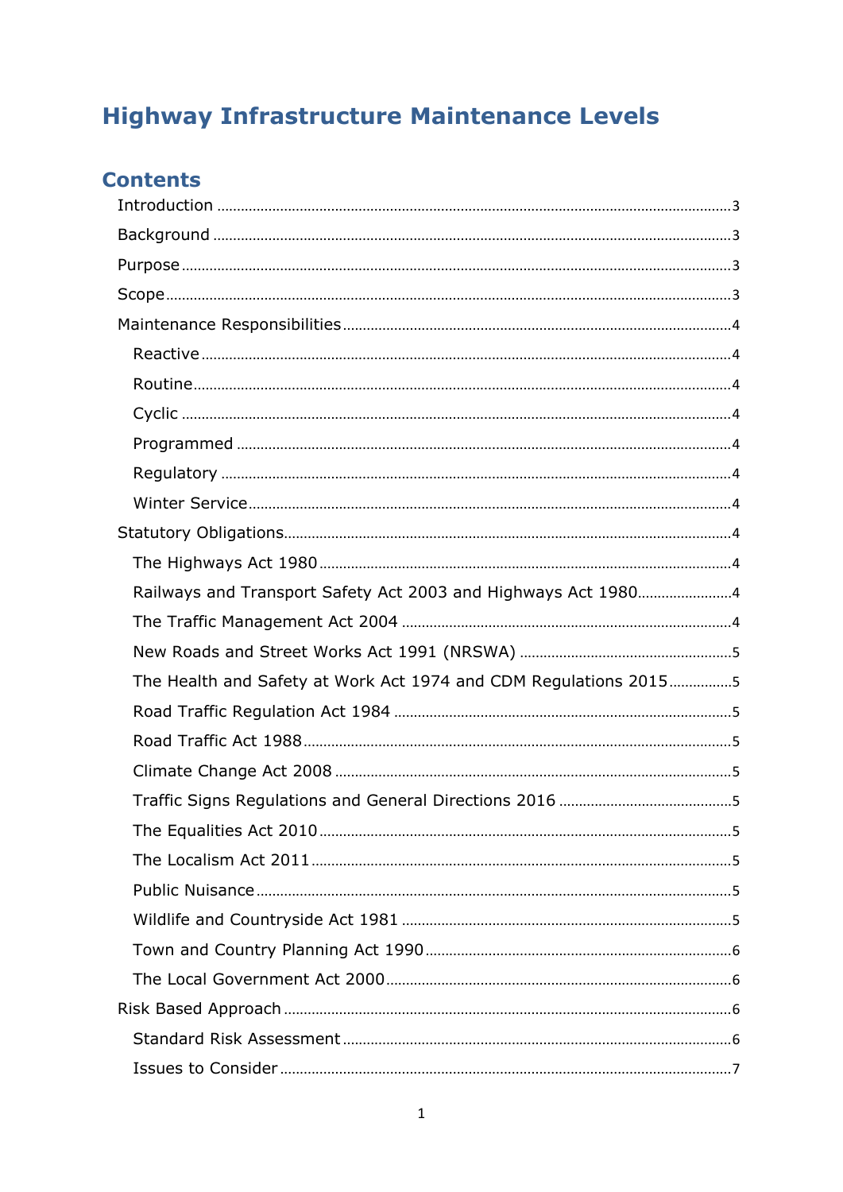# Highway Infrastructure Maintenance Levels

## Contents

- Introduction ........................................ 3
- Background ........................................ 3
- Purpose ........................................ 3
- Scope ........................................ 3
- Maintenance Responsibilities ........................................ 4
  - Reactive ........................................ 4
  - Routine ........................................ 4
  - Cyclic ........................................ 4
  - Programmed ........................................ 4
  - Regulatory ........................................ 4
  - Winter Service ........................................ 4
- Statutory Obligations ........................................ 4
  - The Highways Act 1980 ........................................ 4
  - Railways and Transport Safety Act 2003 and Highways Act 1980 ........................................ 4
  - The Traffic Management Act 2004 ........................................ 4
  - New Roads and Street Works Act 1991 (NRSWA) ........................................ 5
  - The Health and Safety at Work Act 1974 and CDM Regulations 2015 ........................................ 5
  - Road Traffic Regulation Act 1984 ........................................ 5
  - Road Traffic Act 1988 ........................................ 5
  - Climate Change Act 2008 ........................................ 5
  - Traffic Signs Regulations and General Directions 2016 ........................................ 5
  - The Equalities Act 2010 ........................................ 5
  - The Localism Act 2011 ........................................ 5
  - Public Nuisance ........................................ 5
  - Wildlife and Countryside Act 1981 ........................................ 5
  - Town and Country Planning Act 1990 ........................................ 6
  - The Local Government Act 2000 ........................................ 6
- Risk Based Approach ........................................ 6
  - Standard Risk Assessment ........................................ 6
  - Issues to Consider ........................................ 7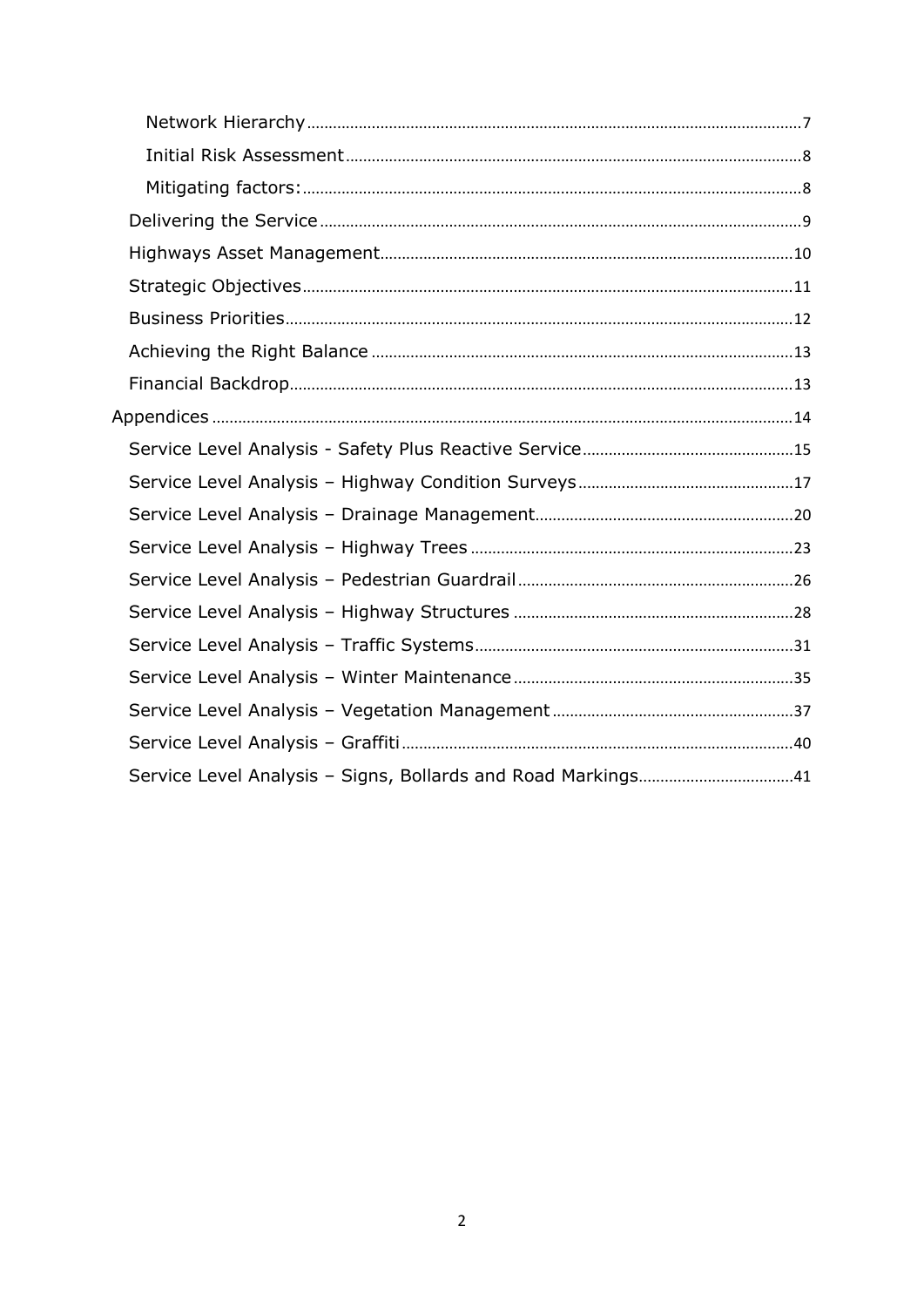Network Hierarchy ..... 7

Initial Risk Assessment ..... 8

Mitigating factors: ..... 8

Delivering the Service ..... 9

Highways Asset Management ..... 10

Strategic Objectives ..... 11

Business Priorities ..... 12

Achieving the Right Balance ..... 13

Financial Backdrop ..... 13

Appendices ..... 14

Service Level Analysis - Safety Plus Reactive Service ..... 15

Service Level Analysis – Highway Condition Surveys ..... 17

Service Level Analysis – Drainage Management ..... 20

Service Level Analysis – Highway Trees ..... 23

Service Level Analysis – Pedestrian Guardrail ..... 26

Service Level Analysis – Highway Structures ..... 28

Service Level Analysis – Traffic Systems ..... 31

Service Level Analysis – Winter Maintenance ..... 35

Service Level Analysis – Vegetation Management ..... 37

Service Level Analysis – Graffiti ..... 40

Service Level Analysis – Signs, Bollards and Road Markings ..... 41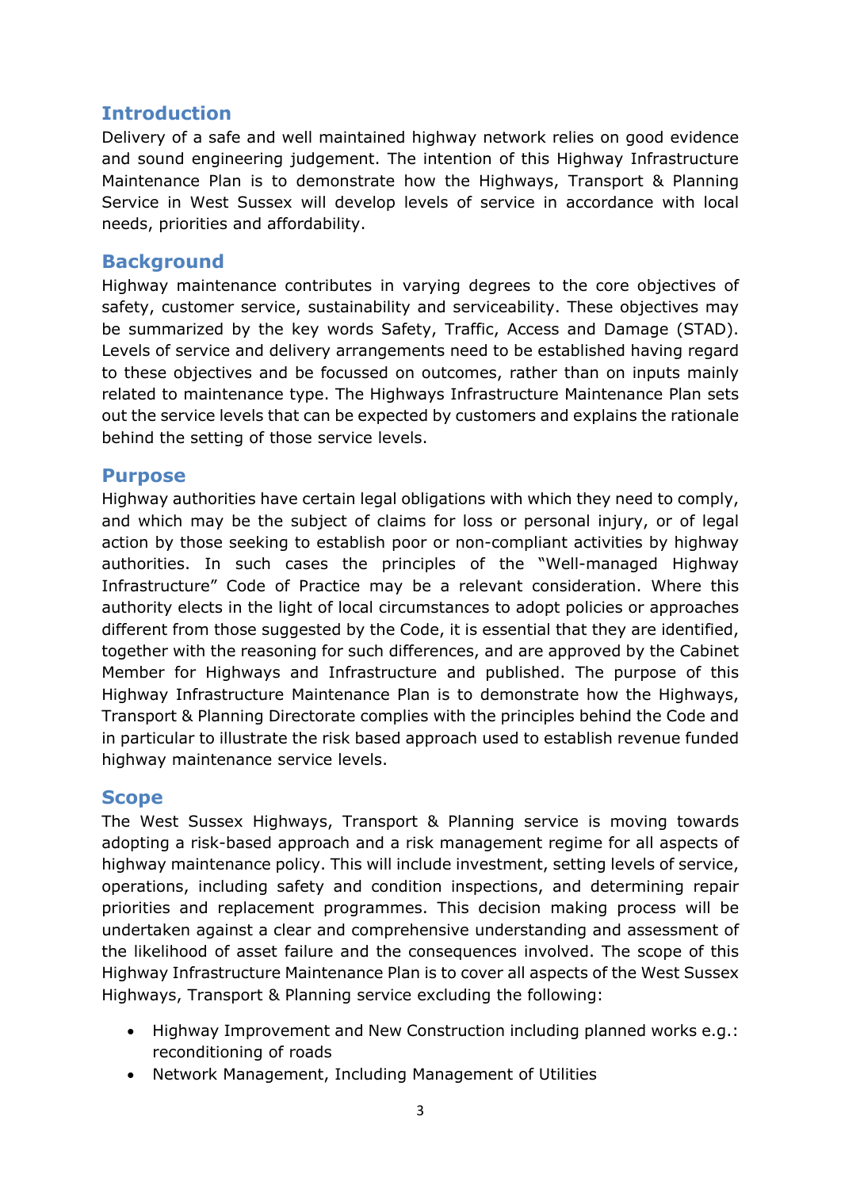## Introduction

Delivery of a safe and well maintained highway network relies on good evidence and sound engineering judgement. The intention of this Highway Infrastructure Maintenance Plan is to demonstrate how the Highways, Transport & Planning Service in West Sussex will develop levels of service in accordance with local needs, priorities and affordability.

## Background

Highway maintenance contributes in varying degrees to the core objectives of safety, customer service, sustainability and serviceability. These objectives may be summarized by the key words Safety, Traffic, Access and Damage (STAD). Levels of service and delivery arrangements need to be established having regard to these objectives and be focussed on outcomes, rather than on inputs mainly related to maintenance type. The Highways Infrastructure Maintenance Plan sets out the service levels that can be expected by customers and explains the rationale behind the setting of those service levels.

## Purpose

Highway authorities have certain legal obligations with which they need to comply, and which may be the subject of claims for loss or personal injury, or of legal action by those seeking to establish poor or non-compliant activities by highway authorities. In such cases the principles of the "Well-managed Highway Infrastructure" Code of Practice may be a relevant consideration. Where this authority elects in the light of local circumstances to adopt policies or approaches different from those suggested by the Code, it is essential that they are identified, together with the reasoning for such differences, and are approved by the Cabinet Member for Highways and Infrastructure and published. The purpose of this Highway Infrastructure Maintenance Plan is to demonstrate how the Highways, Transport & Planning Directorate complies with the principles behind the Code and in particular to illustrate the risk based approach used to establish revenue funded highway maintenance service levels.

## Scope

The West Sussex Highways, Transport & Planning service is moving towards adopting a risk-based approach and a risk management regime for all aspects of highway maintenance policy. This will include investment, setting levels of service, operations, including safety and condition inspections, and determining repair priorities and replacement programmes. This decision making process will be undertaken against a clear and comprehensive understanding and assessment of the likelihood of asset failure and the consequences involved. The scope of this Highway Infrastructure Maintenance Plan is to cover all aspects of the West Sussex Highways, Transport & Planning service excluding the following:

- Highway Improvement and New Construction including planned works e.g.: reconditioning of roads
- Network Management, Including Management of Utilities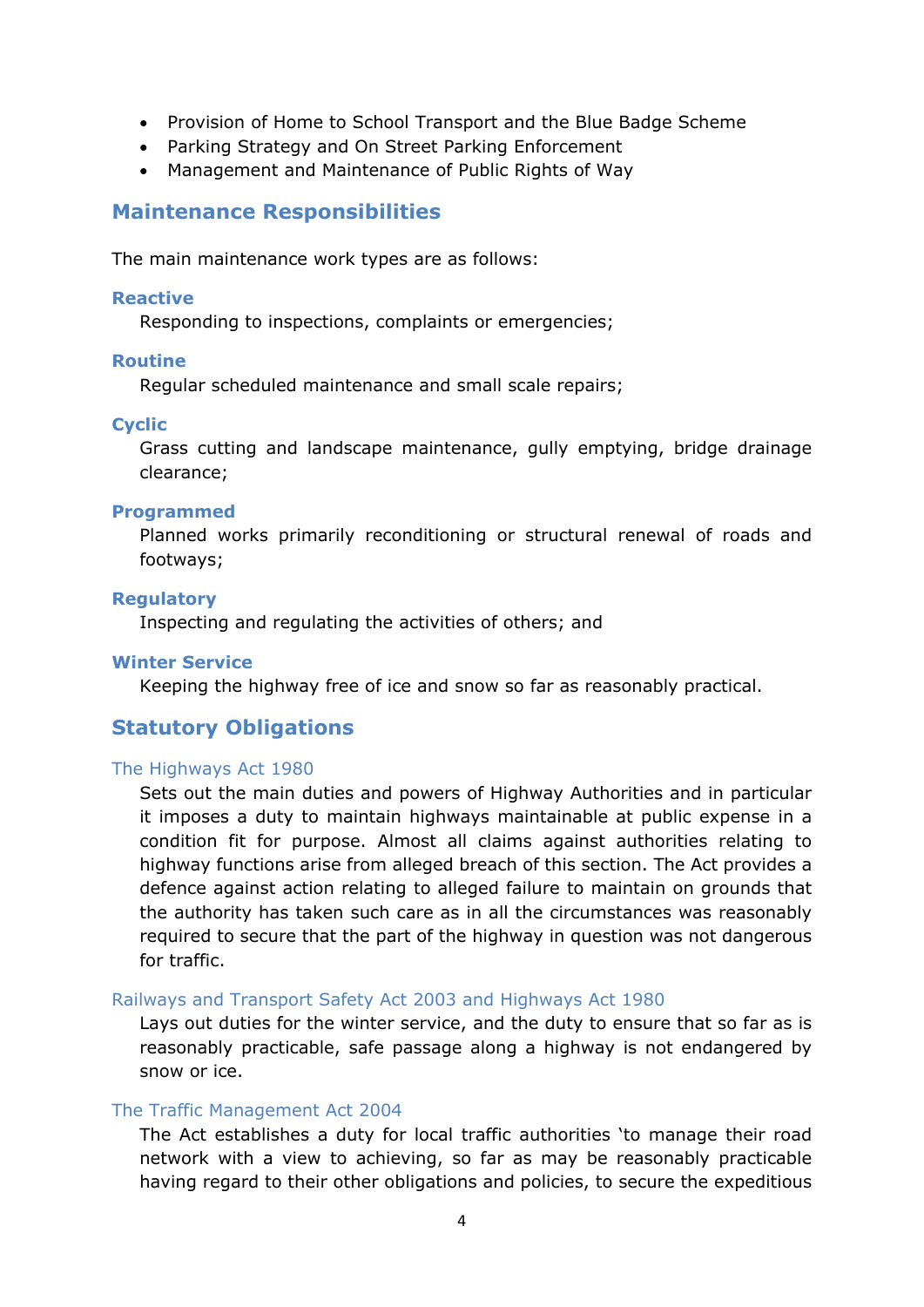- Provision of Home to School Transport and the Blue Badge Scheme
- Parking Strategy and On Street Parking Enforcement
- Management and Maintenance of Public Rights of Way

## Maintenance Responsibilities

The main maintenance work types are as follows:

#### Reactive

Responding to inspections, complaints or emergencies;

#### Routine

Regular scheduled maintenance and small scale repairs;

#### Cyclic

Grass cutting and landscape maintenance, gully emptying, bridge drainage clearance;

#### Programmed

Planned works primarily reconditioning or structural renewal of roads and footways;

#### Regulatory

Inspecting and regulating the activities of others; and

#### Winter Service

Keeping the highway free of ice and snow so far as reasonably practical.

## Statutory Obligations

### The Highways Act 1980

Sets out the main duties and powers of Highway Authorities and in particular it imposes a duty to maintain highways maintainable at public expense in a condition fit for purpose. Almost all claims against authorities relating to highway functions arise from alleged breach of this section. The Act provides a defence against action relating to alleged failure to maintain on grounds that the authority has taken such care as in all the circumstances was reasonably required to secure that the part of the highway in question was not dangerous for traffic.

### Railways and Transport Safety Act 2003 and Highways Act 1980

Lays out duties for the winter service, and the duty to ensure that so far as is reasonably practicable, safe passage along a highway is not endangered by snow or ice.

### The Traffic Management Act 2004

The Act establishes a duty for local traffic authorities 'to manage their road network with a view to achieving, so far as may be reasonably practicable having regard to their other obligations and policies, to secure the expeditious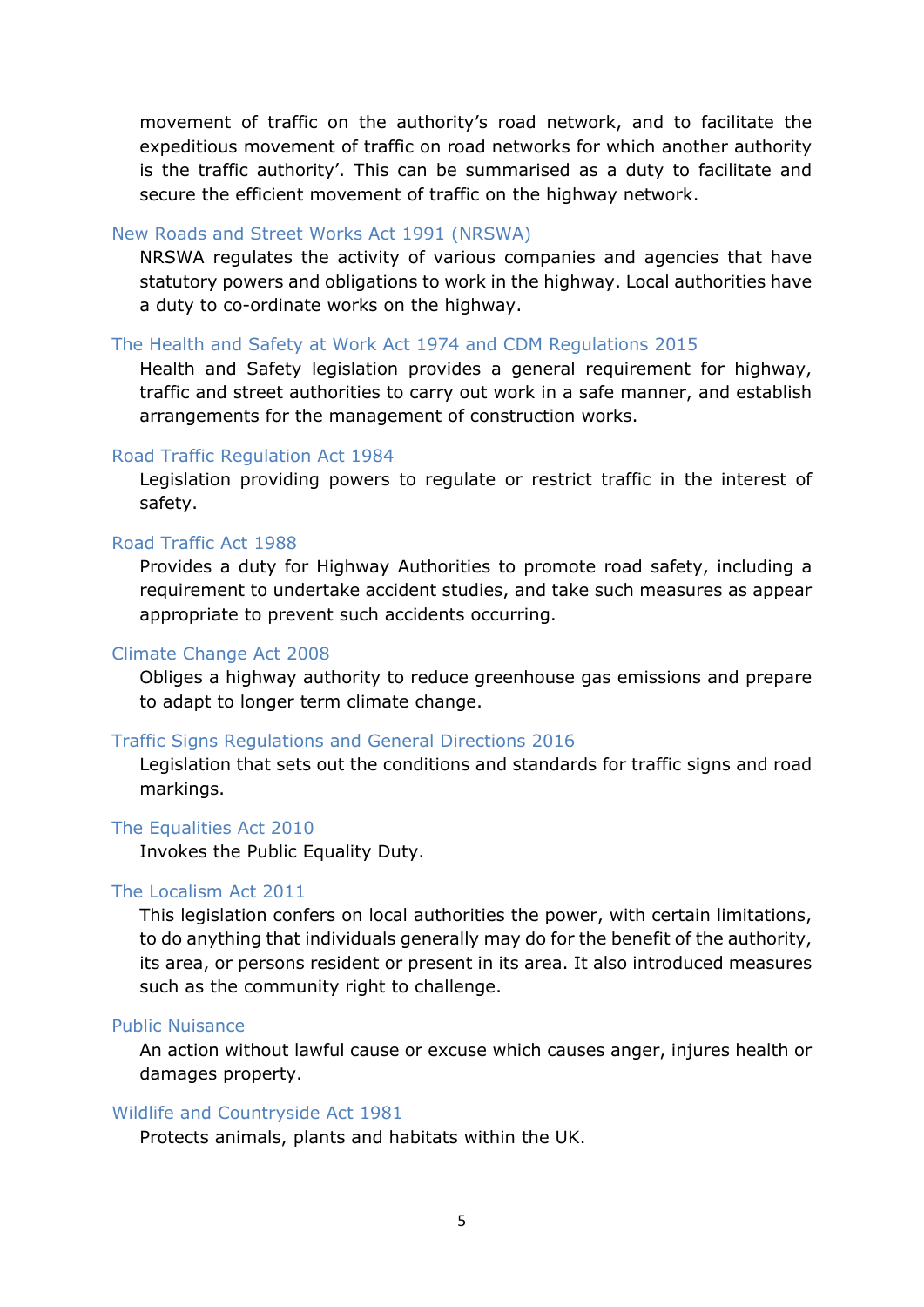movement of traffic on the authority's road network, and to facilitate the expeditious movement of traffic on road networks for which another authority is the traffic authority'. This can be summarised as a duty to facilitate and secure the efficient movement of traffic on the highway network.

### New Roads and Street Works Act 1991 (NRSWA)

NRSWA regulates the activity of various companies and agencies that have statutory powers and obligations to work in the highway. Local authorities have a duty to co-ordinate works on the highway.

### The Health and Safety at Work Act 1974 and CDM Regulations 2015

Health and Safety legislation provides a general requirement for highway, traffic and street authorities to carry out work in a safe manner, and establish arrangements for the management of construction works.

### Road Traffic Regulation Act 1984

Legislation providing powers to regulate or restrict traffic in the interest of safety.

### Road Traffic Act 1988

Provides a duty for Highway Authorities to promote road safety, including a requirement to undertake accident studies, and take such measures as appear appropriate to prevent such accidents occurring.

### Climate Change Act 2008

Obliges a highway authority to reduce greenhouse gas emissions and prepare to adapt to longer term climate change.

### Traffic Signs Regulations and General Directions 2016

Legislation that sets out the conditions and standards for traffic signs and road markings.

### The Equalities Act 2010

Invokes the Public Equality Duty.

### The Localism Act 2011

This legislation confers on local authorities the power, with certain limitations, to do anything that individuals generally may do for the benefit of the authority, its area, or persons resident or present in its area. It also introduced measures such as the community right to challenge.

### Public Nuisance

An action without lawful cause or excuse which causes anger, injures health or damages property.

### Wildlife and Countryside Act 1981

Protects animals, plants and habitats within the UK.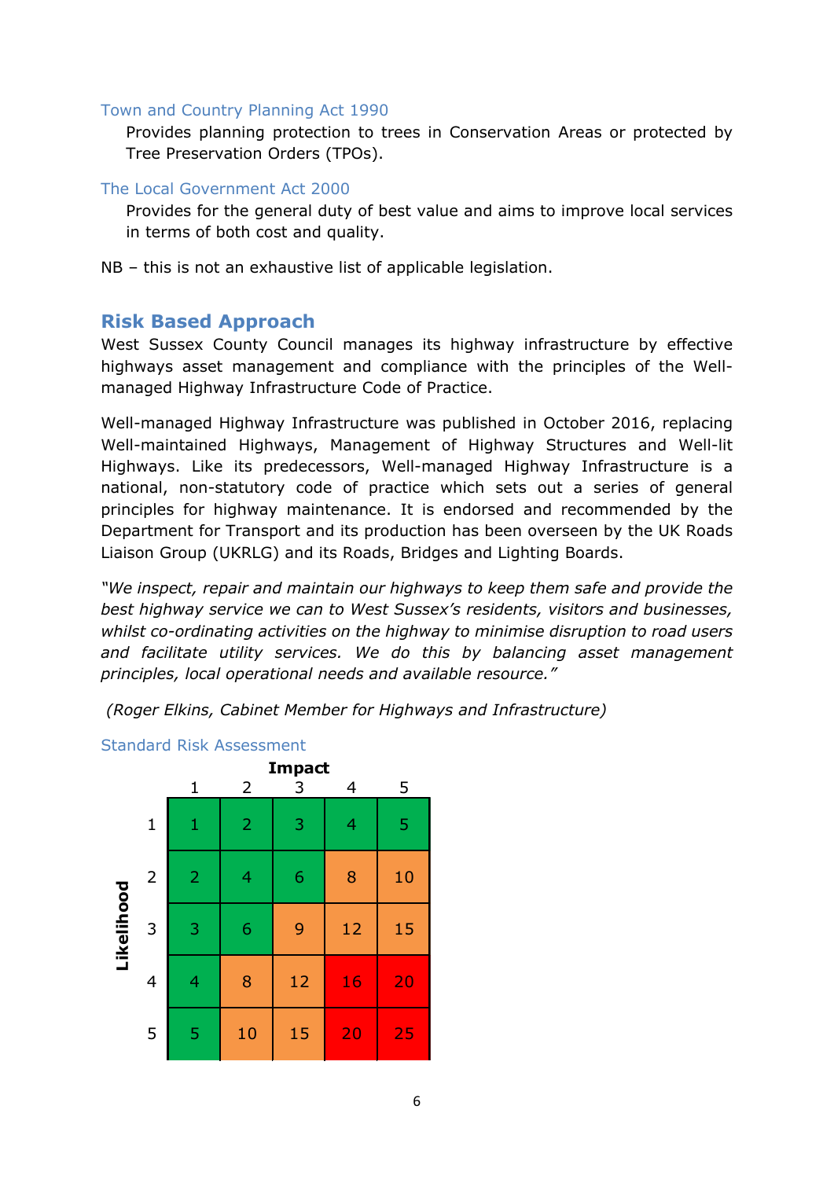### Town and Country Planning Act 1990

Provides planning protection to trees in Conservation Areas or protected by Tree Preservation Orders (TPOs).

### The Local Government Act 2000

Provides for the general duty of best value and aims to improve local services in terms of both cost and quality.

NB – this is not an exhaustive list of applicable legislation.

## Risk Based Approach

West Sussex County Council manages its highway infrastructure by effective highways asset management and compliance with the principles of the Well-managed Highway Infrastructure Code of Practice.

Well-managed Highway Infrastructure was published in October 2016, replacing Well-maintained Highways, Management of Highway Structures and Well-lit Highways. Like its predecessors, Well-managed Highway Infrastructure is a national, non-statutory code of practice which sets out a series of general principles for highway maintenance. It is endorsed and recommended by the Department for Transport and its production has been overseen by the UK Roads Liaison Group (UKRLG) and its Roads, Bridges and Lighting Boards.

*"We inspect, repair and maintain our highways to keep them safe and provide the best highway service we can to West Sussex's residents, visitors and businesses, whilst co-ordinating activities on the highway to minimise disruption to road users and facilitate utility services. We do this by balancing asset management principles, local operational needs and available resource."*

*(Roger Elkins, Cabinet Member for Highways and Infrastructure)*

### Standard Risk Assessment

| Likelihood \ Impact | 1 | 2 | 3 | 4 | 5 |
|---|---|---|---|---|---|
| 1 | 1 | 2 | 3 | 4 | 5 |
| 2 | 2 | 4 | 6 | 8 | 10 |
| 3 | 3 | 6 | 9 | 12 | 15 |
| 4 | 4 | 8 | 12 | 16 | 20 |
| 5 | 5 | 10 | 15 | 20 | 25 |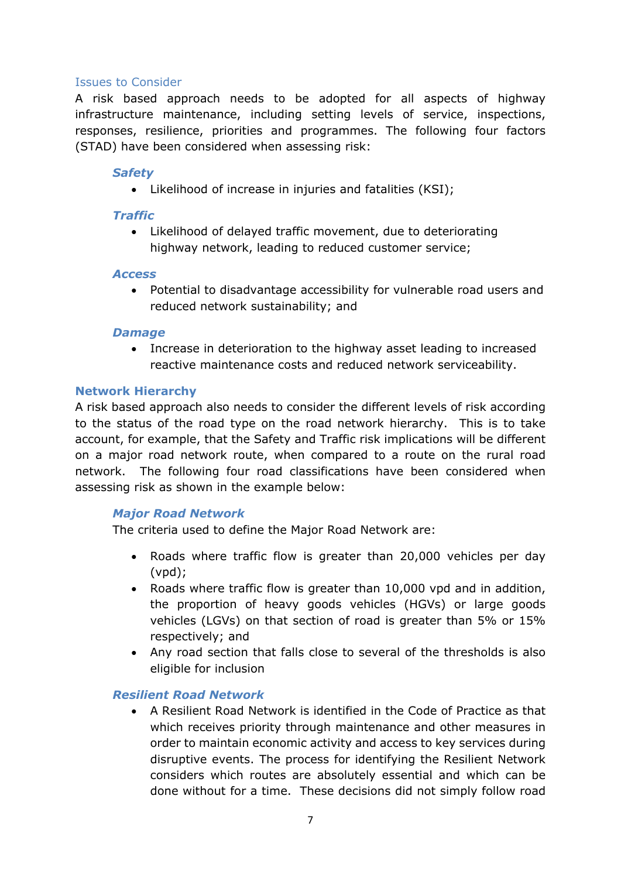### Issues to Consider

A risk based approach needs to be adopted for all aspects of highway infrastructure maintenance, including setting levels of service, inspections, responses, resilience, priorities and programmes. The following four factors (STAD) have been considered when assessing risk:

#### *Safety*

- Likelihood of increase in injuries and fatalities (KSI);

#### *Traffic*

- Likelihood of delayed traffic movement, due to deteriorating highway network, leading to reduced customer service;

#### *Access*

- Potential to disadvantage accessibility for vulnerable road users and reduced network sustainability; and

#### *Damage*

- Increase in deterioration to the highway asset leading to increased reactive maintenance costs and reduced network serviceability.

### Network Hierarchy

A risk based approach also needs to consider the different levels of risk according to the status of the road type on the road network hierarchy. This is to take account, for example, that the Safety and Traffic risk implications will be different on a major road network route, when compared to a route on the rural road network. The following four road classifications have been considered when assessing risk as shown in the example below:

#### *Major Road Network*

The criteria used to define the Major Road Network are:

- Roads where traffic flow is greater than 20,000 vehicles per day (vpd);
- Roads where traffic flow is greater than 10,000 vpd and in addition, the proportion of heavy goods vehicles (HGVs) or large goods vehicles (LGVs) on that section of road is greater than 5% or 15% respectively; and
- Any road section that falls close to several of the thresholds is also eligible for inclusion

#### *Resilient Road Network*

- A Resilient Road Network is identified in the Code of Practice as that which receives priority through maintenance and other measures in order to maintain economic activity and access to key services during disruptive events. The process for identifying the Resilient Network considers which routes are absolutely essential and which can be done without for a time. These decisions did not simply follow road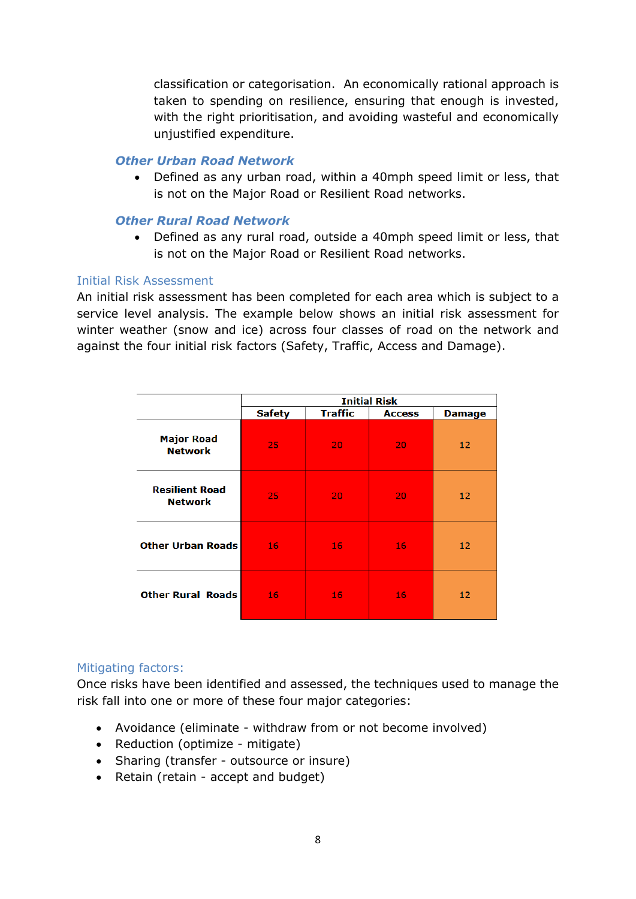classification or categorisation. An economically rational approach is taken to spending on resilience, ensuring that enough is invested, with the right prioritisation, and avoiding wasteful and economically unjustified expenditure.

### *Other Urban Road Network*

- Defined as any urban road, within a 40mph speed limit or less, that is not on the Major Road or Resilient Road networks.

### *Other Rural Road Network*

- Defined as any rural road, outside a 40mph speed limit or less, that is not on the Major Road or Resilient Road networks.

## Initial Risk Assessment

An initial risk assessment has been completed for each area which is subject to a service level analysis. The example below shows an initial risk assessment for winter weather (snow and ice) across four classes of road on the network and against the four initial risk factors (Safety, Traffic, Access and Damage).

| | Initial Risk | | | |
|---|---|---|---|---|
| | **Safety** | **Traffic** | **Access** | **Damage** |
| **Major Road Network** | 25 | 20 | 20 | 12 |
| **Resilient Road Network** | 25 | 20 | 20 | 12 |
| **Other Urban Roads** | 16 | 16 | 16 | 12 |
| **Other Rural Roads** | 16 | 16 | 16 | 12 |

## Mitigating factors:

Once risks have been identified and assessed, the techniques used to manage the risk fall into one or more of these four major categories:

- Avoidance (eliminate - withdraw from or not become involved)
- Reduction (optimize - mitigate)
- Sharing (transfer - outsource or insure)
- Retain (retain - accept and budget)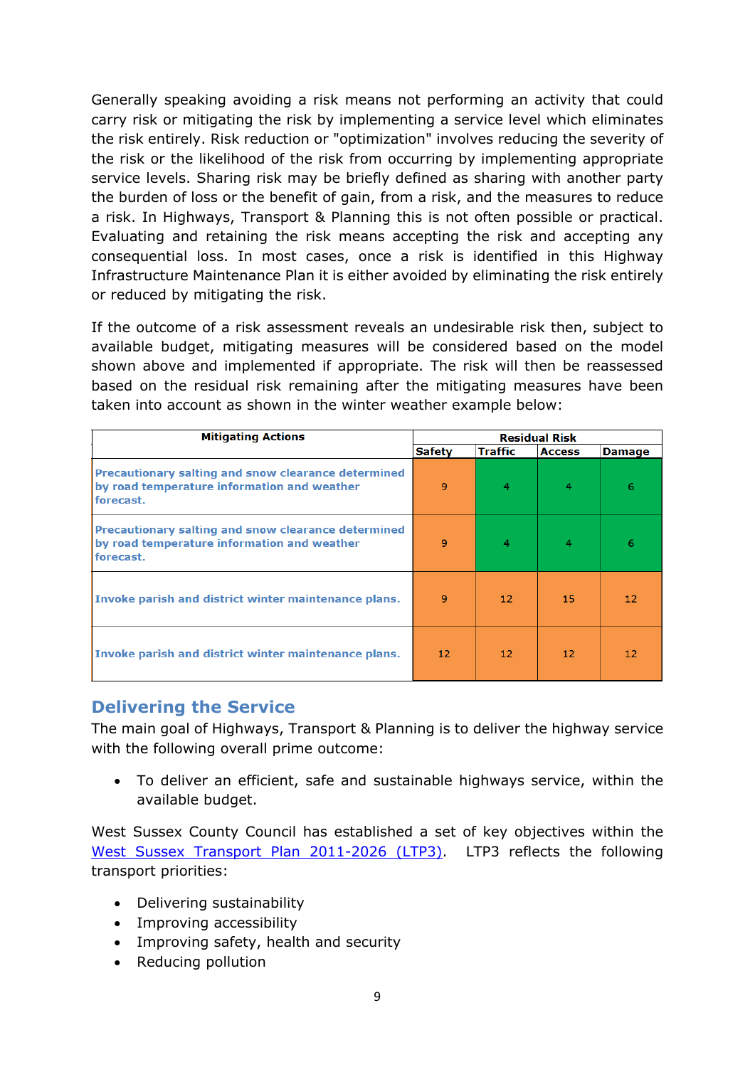Generally speaking avoiding a risk means not performing an activity that could carry risk or mitigating the risk by implementing a service level which eliminates the risk entirely. Risk reduction or "optimization" involves reducing the severity of the risk or the likelihood of the risk from occurring by implementing appropriate service levels. Sharing risk may be briefly defined as sharing with another party the burden of loss or the benefit of gain, from a risk, and the measures to reduce a risk. In Highways, Transport & Planning this is not often possible or practical. Evaluating and retaining the risk means accepting the risk and accepting any consequential loss. In most cases, once a risk is identified in this Highway Infrastructure Maintenance Plan it is either avoided by eliminating the risk entirely or reduced by mitigating the risk.

If the outcome of a risk assessment reveals an undesirable risk then, subject to available budget, mitigating measures will be considered based on the model shown above and implemented if appropriate. The risk will then be reassessed based on the residual risk remaining after the mitigating measures have been taken into account as shown in the winter weather example below:

| Mitigating Actions | Residual Risk | | | |
|---|---|---|---|---|
| | Safety | Traffic | Access | Damage |
| Precautionary salting and snow clearance determined by road temperature information and weather forecast. | 9 | 4 | 4 | 6 |
| Precautionary salting and snow clearance determined by road temperature information and weather forecast. | 9 | 4 | 4 | 6 |
| Invoke parish and district winter maintenance plans. | 9 | 12 | 15 | 12 |
| Invoke parish and district winter maintenance plans. | 12 | 12 | 12 | 12 |

## Delivering the Service

The main goal of Highways, Transport & Planning is to deliver the highway service with the following overall prime outcome:

- To deliver an efficient, safe and sustainable highways service, within the available budget.

West Sussex County Council has established a set of key objectives within the West Sussex Transport Plan 2011-2026 (LTP3). LTP3 reflects the following transport priorities:

- Delivering sustainability
- Improving accessibility
- Improving safety, health and security
- Reducing pollution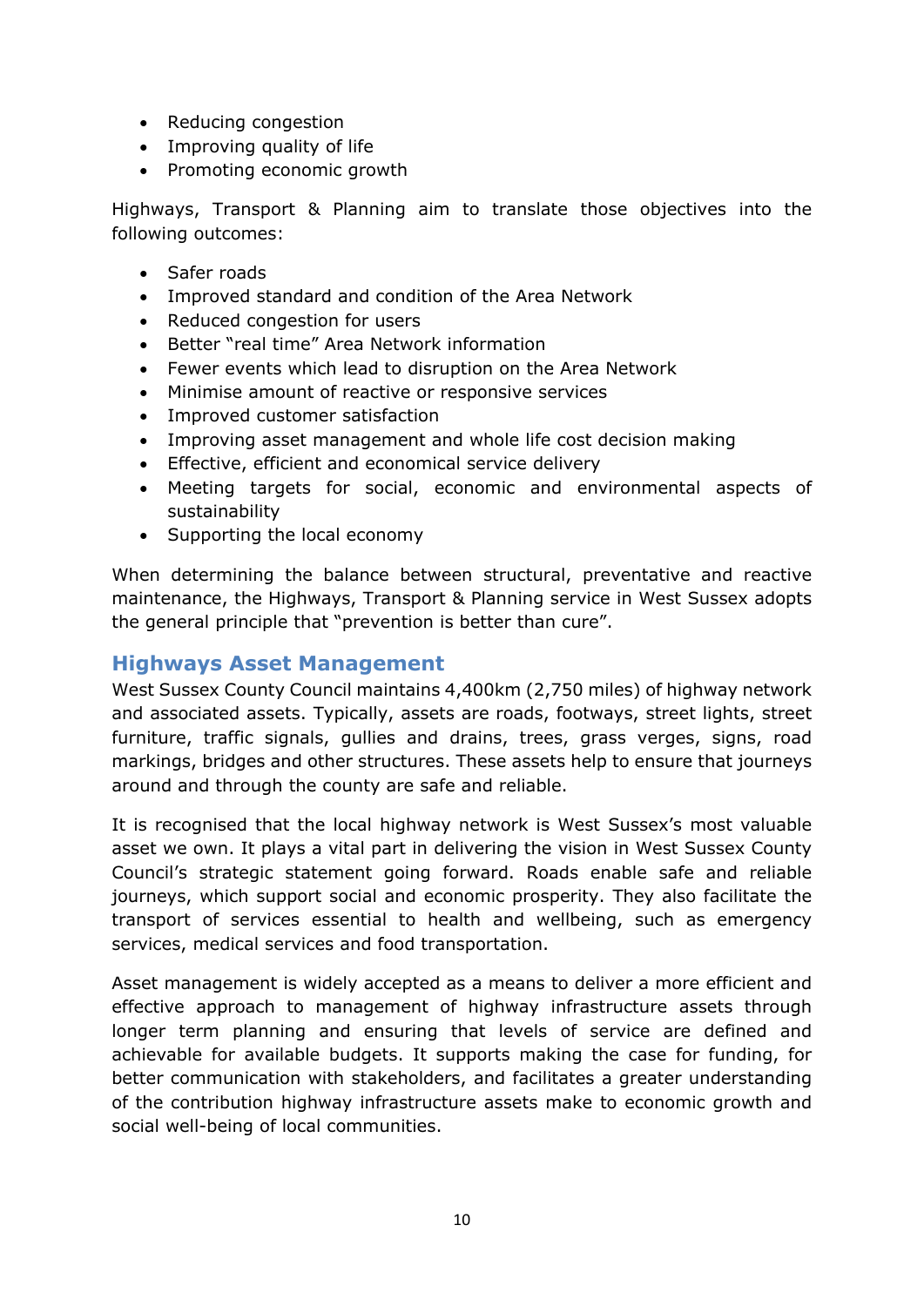- Reducing congestion
- Improving quality of life
- Promoting economic growth

Highways, Transport & Planning aim to translate those objectives into the following outcomes:

- Safer roads
- Improved standard and condition of the Area Network
- Reduced congestion for users
- Better "real time" Area Network information
- Fewer events which lead to disruption on the Area Network
- Minimise amount of reactive or responsive services
- Improved customer satisfaction
- Improving asset management and whole life cost decision making
- Effective, efficient and economical service delivery
- Meeting targets for social, economic and environmental aspects of sustainability
- Supporting the local economy

When determining the balance between structural, preventative and reactive maintenance, the Highways, Transport & Planning service in West Sussex adopts the general principle that "prevention is better than cure".

## Highways Asset Management

West Sussex County Council maintains 4,400km (2,750 miles) of highway network and associated assets. Typically, assets are roads, footways, street lights, street furniture, traffic signals, gullies and drains, trees, grass verges, signs, road markings, bridges and other structures. These assets help to ensure that journeys around and through the county are safe and reliable.

It is recognised that the local highway network is West Sussex's most valuable asset we own. It plays a vital part in delivering the vision in West Sussex County Council's strategic statement going forward. Roads enable safe and reliable journeys, which support social and economic prosperity. They also facilitate the transport of services essential to health and wellbeing, such as emergency services, medical services and food transportation.

Asset management is widely accepted as a means to deliver a more efficient and effective approach to management of highway infrastructure assets through longer term planning and ensuring that levels of service are defined and achievable for available budgets. It supports making the case for funding, for better communication with stakeholders, and facilitates a greater understanding of the contribution highway infrastructure assets make to economic growth and social well-being of local communities.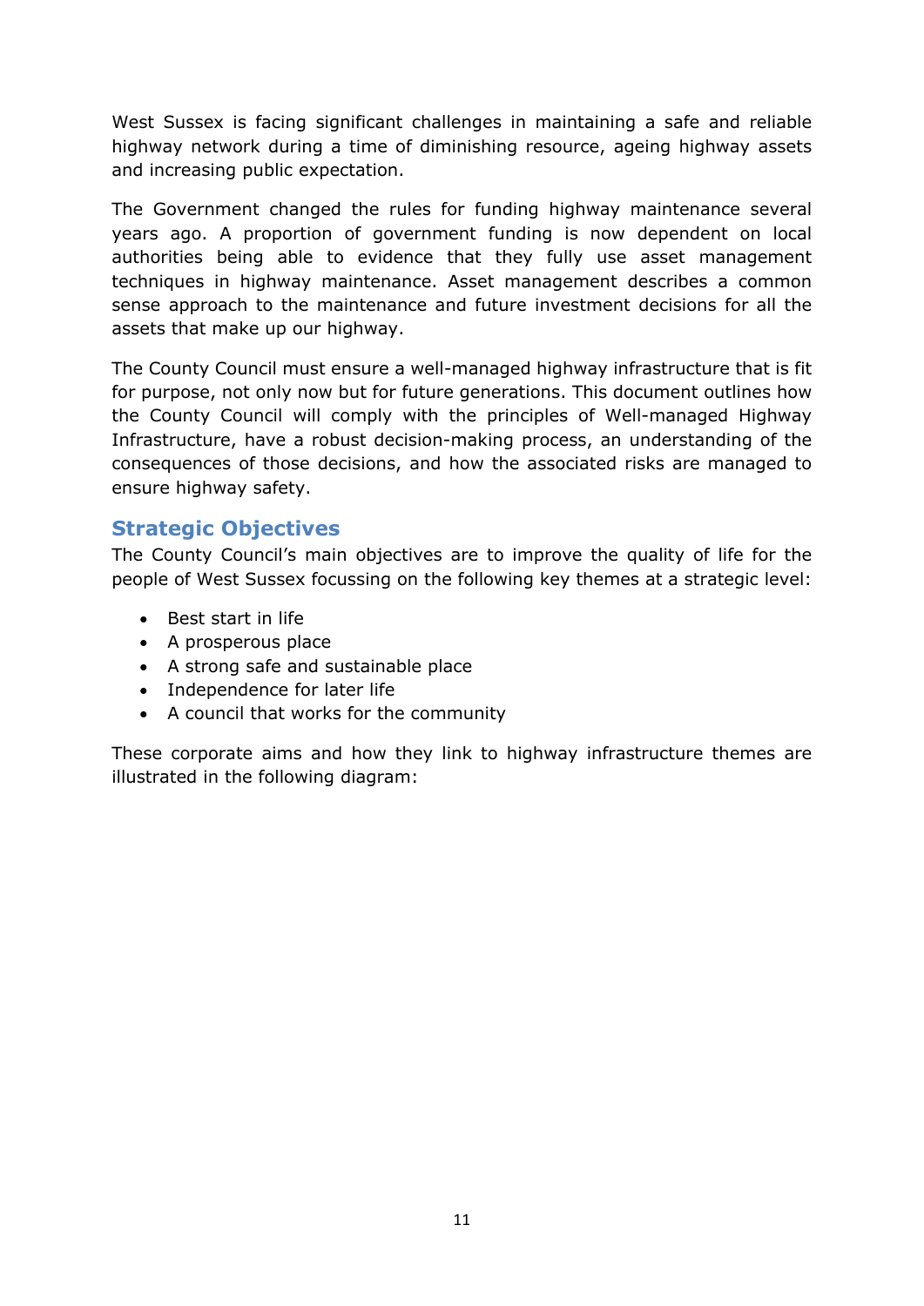West Sussex is facing significant challenges in maintaining a safe and reliable highway network during a time of diminishing resource, ageing highway assets and increasing public expectation.

The Government changed the rules for funding highway maintenance several years ago. A proportion of government funding is now dependent on local authorities being able to evidence that they fully use asset management techniques in highway maintenance. Asset management describes a common sense approach to the maintenance and future investment decisions for all the assets that make up our highway.

The County Council must ensure a well-managed highway infrastructure that is fit for purpose, not only now but for future generations. This document outlines how the County Council will comply with the principles of Well-managed Highway Infrastructure, have a robust decision-making process, an understanding of the consequences of those decisions, and how the associated risks are managed to ensure highway safety.

## Strategic Objectives

The County Council's main objectives are to improve the quality of life for the people of West Sussex focussing on the following key themes at a strategic level:

- Best start in life
- A prosperous place
- A strong safe and sustainable place
- Independence for later life
- A council that works for the community

These corporate aims and how they link to highway infrastructure themes are illustrated in the following diagram: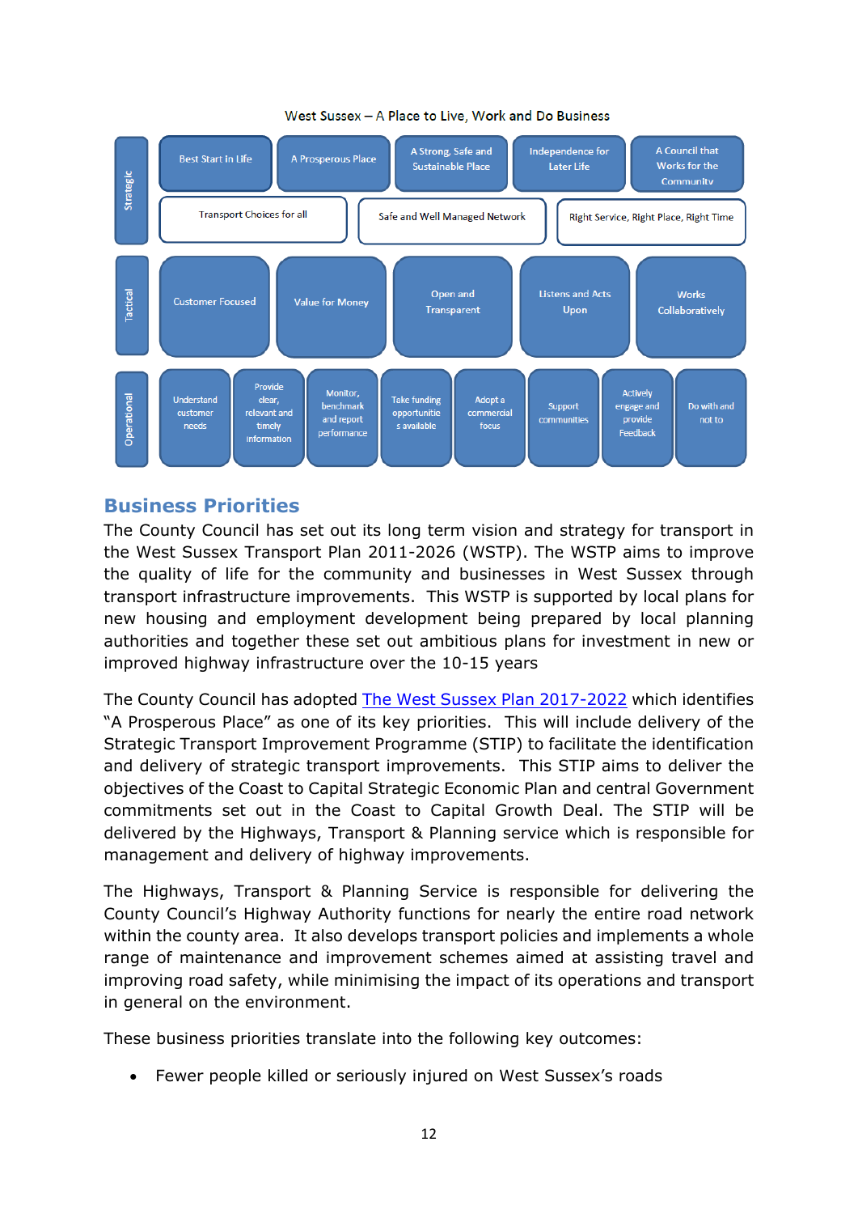West Sussex – A Place to Live, Work and Do Business

| | | | | | | | | |
|---|---|---|---|---|---|---|---|---|
| Strategic | Best Start in Life | A Prosperous Place | A Strong, Safe and Sustainable Place | Independence for Later Life | A Council that Works for the Community | | | |
| | Transport Choices for all | Safe and Well Managed Network | Right Service, Right Place, Right Time | | | | | |
| Tactical | Customer Focused | Value for Money | Open and Transparent | Listens and Acts Upon | Works Collaboratively | | | |
| Operational | Understand customer needs | Provide clear, relevant and timely information | Monitor, benchmark and report performance | Take funding opportunities available | Adopt a commercial focus | Support communities | Actively engage and provide Feedback | Do with and not to |

## Business Priorities

The County Council has set out its long term vision and strategy for transport in the West Sussex Transport Plan 2011-2026 (WSTP). The WSTP aims to improve the quality of life for the community and businesses in West Sussex through transport infrastructure improvements. This WSTP is supported by local plans for new housing and employment development being prepared by local planning authorities and together these set out ambitious plans for investment in new or improved highway infrastructure over the 10-15 years

The County Council has adopted The West Sussex Plan 2017-2022 which identifies "A Prosperous Place" as one of its key priorities. This will include delivery of the Strategic Transport Improvement Programme (STIP) to facilitate the identification and delivery of strategic transport improvements. This STIP aims to deliver the objectives of the Coast to Capital Strategic Economic Plan and central Government commitments set out in the Coast to Capital Growth Deal. The STIP will be delivered by the Highways, Transport & Planning service which is responsible for management and delivery of highway improvements.

The Highways, Transport & Planning Service is responsible for delivering the County Council's Highway Authority functions for nearly the entire road network within the county area. It also develops transport policies and implements a whole range of maintenance and improvement schemes aimed at assisting travel and improving road safety, while minimising the impact of its operations and transport in general on the environment.

These business priorities translate into the following key outcomes:

- Fewer people killed or seriously injured on West Sussex's roads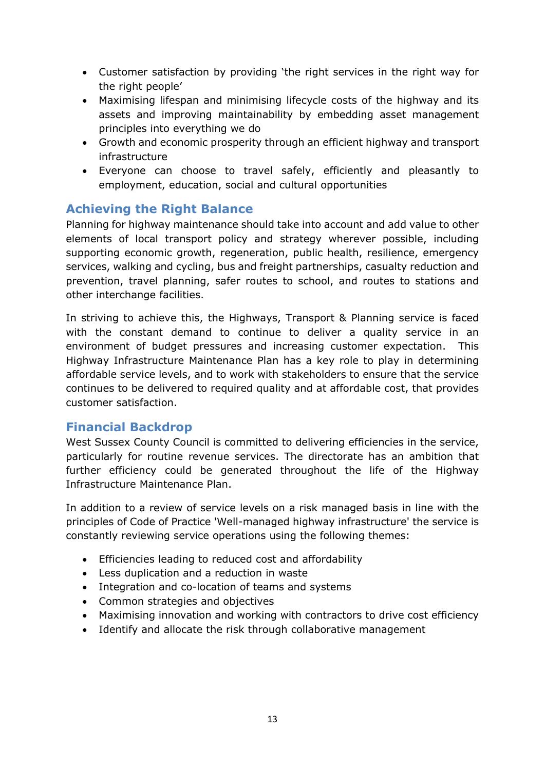- Customer satisfaction by providing 'the right services in the right way for the right people'
- Maximising lifespan and minimising lifecycle costs of the highway and its assets and improving maintainability by embedding asset management principles into everything we do
- Growth and economic prosperity through an efficient highway and transport infrastructure
- Everyone can choose to travel safely, efficiently and pleasantly to employment, education, social and cultural opportunities

## Achieving the Right Balance

Planning for highway maintenance should take into account and add value to other elements of local transport policy and strategy wherever possible, including supporting economic growth, regeneration, public health, resilience, emergency services, walking and cycling, bus and freight partnerships, casualty reduction and prevention, travel planning, safer routes to school, and routes to stations and other interchange facilities.

In striving to achieve this, the Highways, Transport & Planning service is faced with the constant demand to continue to deliver a quality service in an environment of budget pressures and increasing customer expectation. This Highway Infrastructure Maintenance Plan has a key role to play in determining affordable service levels, and to work with stakeholders to ensure that the service continues to be delivered to required quality and at affordable cost, that provides customer satisfaction.

## Financial Backdrop

West Sussex County Council is committed to delivering efficiencies in the service, particularly for routine revenue services. The directorate has an ambition that further efficiency could be generated throughout the life of the Highway Infrastructure Maintenance Plan.

In addition to a review of service levels on a risk managed basis in line with the principles of Code of Practice 'Well-managed highway infrastructure' the service is constantly reviewing service operations using the following themes:

- Efficiencies leading to reduced cost and affordability
- Less duplication and a reduction in waste
- Integration and co-location of teams and systems
- Common strategies and objectives
- Maximising innovation and working with contractors to drive cost efficiency
- Identify and allocate the risk through collaborative management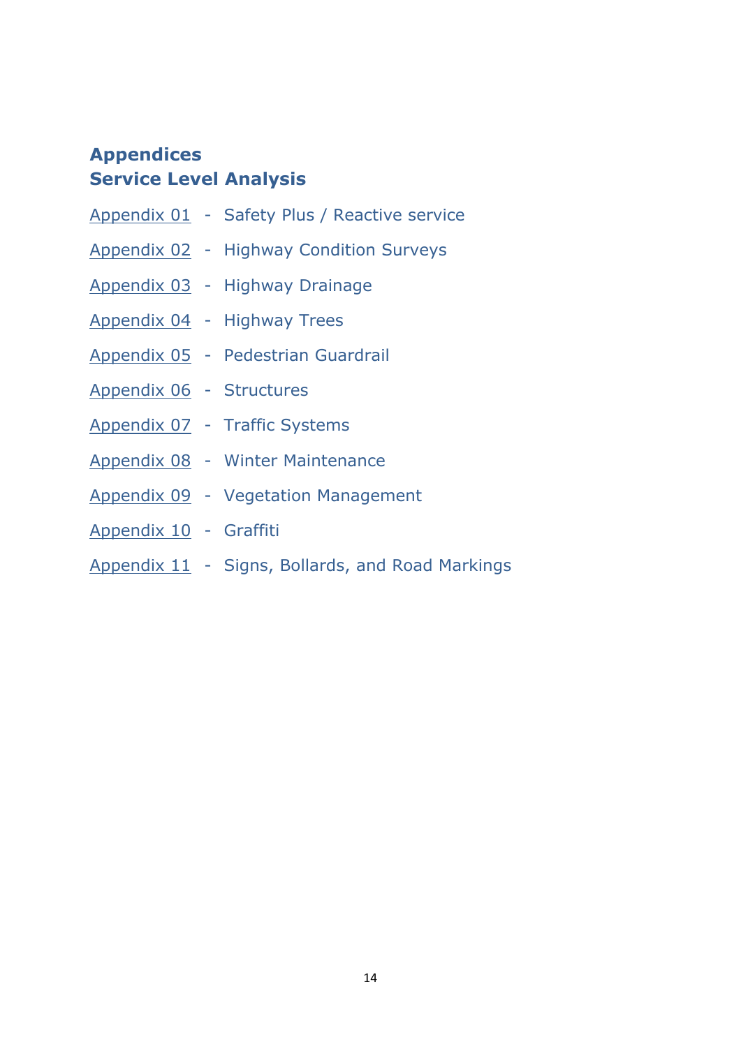# Appendices
## Service Level Analysis

Appendix 01 - Safety Plus / Reactive service

Appendix 02 - Highway Condition Surveys

Appendix 03 - Highway Drainage

Appendix 04 - Highway Trees

Appendix 05 - Pedestrian Guardrail

Appendix 06 - Structures

Appendix 07 - Traffic Systems

Appendix 08 - Winter Maintenance

Appendix 09 - Vegetation Management

Appendix 10 - Graffiti

Appendix 11 - Signs, Bollards, and Road Markings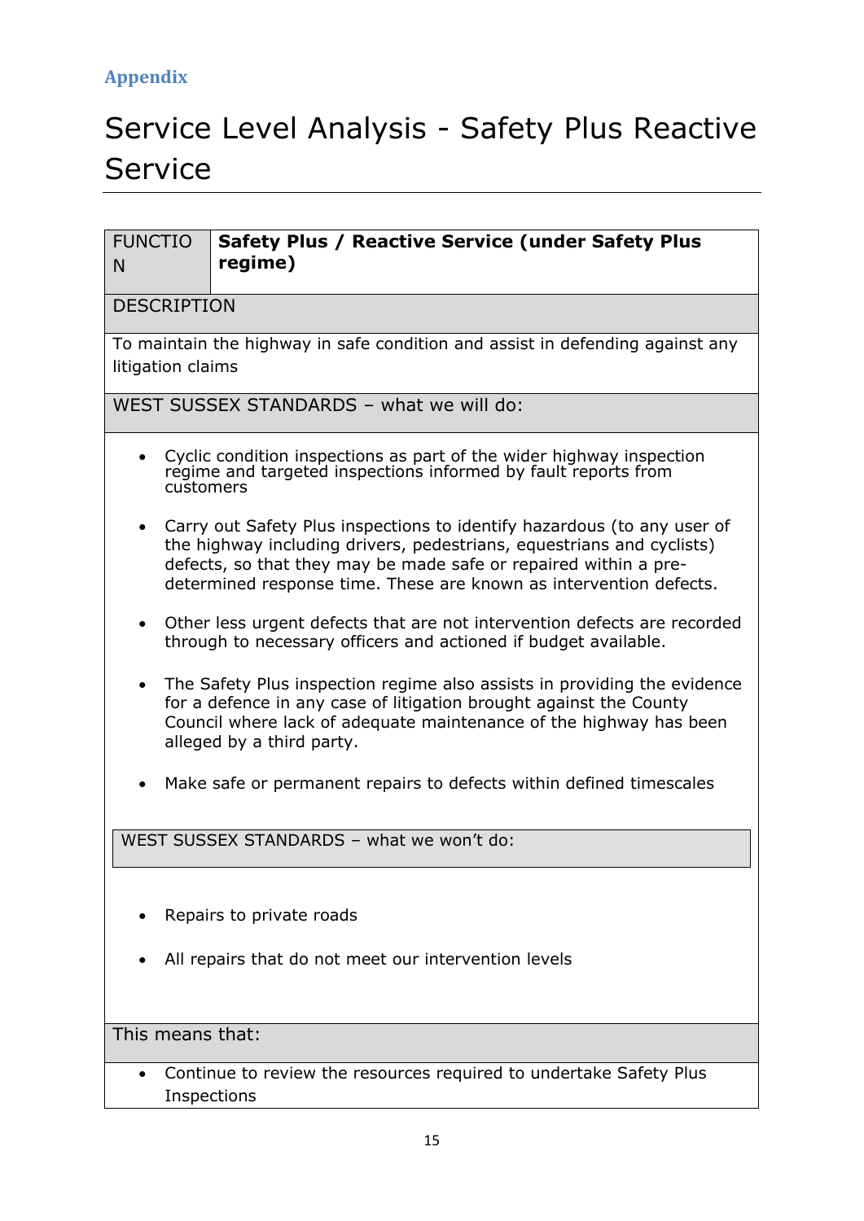Appendix

# Service Level Analysis - Safety Plus Reactive Service

| FUNCTION | **Safety Plus / Reactive Service (under Safety Plus regime)** |
|---|---|

**DESCRIPTION**

To maintain the highway in safe condition and assist in defending against any litigation claims

**WEST SUSSEX STANDARDS – what we will do:**

- Cyclic condition inspections as part of the wider highway inspection regime and targeted inspections informed by fault reports from customers
- Carry out Safety Plus inspections to identify hazardous (to any user of the highway including drivers, pedestrians, equestrians and cyclists) defects, so that they may be made safe or repaired within a pre-determined response time. These are known as intervention defects.
- Other less urgent defects that are not intervention defects are recorded through to necessary officers and actioned if budget available.
- The Safety Plus inspection regime also assists in providing the evidence for a defence in any case of litigation brought against the County Council where lack of adequate maintenance of the highway has been alleged by a third party.
- Make safe or permanent repairs to defects within defined timescales

**WEST SUSSEX STANDARDS – what we won't do:**

- Repairs to private roads
- All repairs that do not meet our intervention levels

**This means that:**

- Continue to review the resources required to undertake Safety Plus Inspections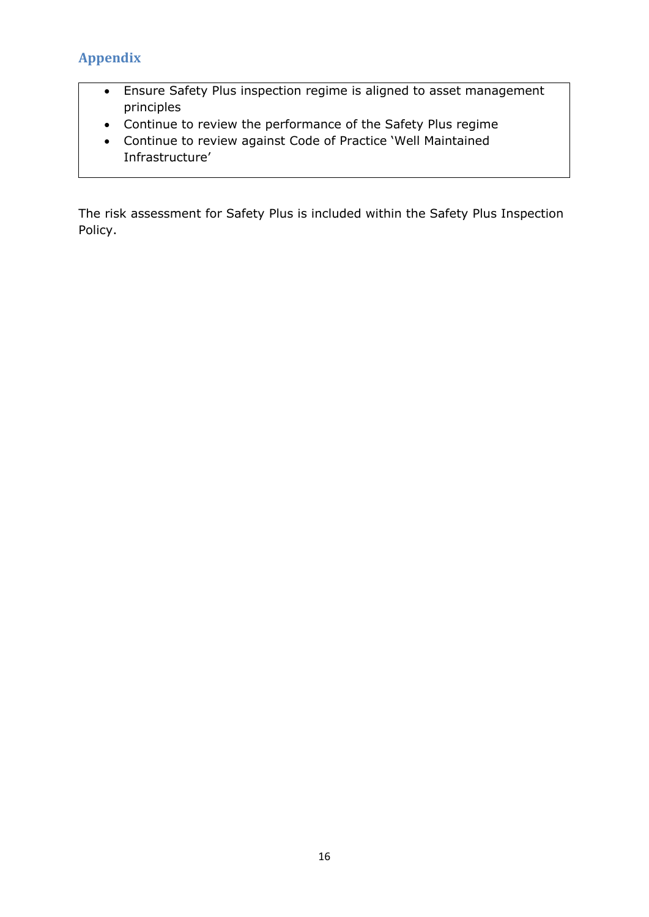## Appendix

- Ensure Safety Plus inspection regime is aligned to asset management principles
- Continue to review the performance of the Safety Plus regime
- Continue to review against Code of Practice 'Well Maintained Infrastructure'

The risk assessment for Safety Plus is included within the Safety Plus Inspection Policy.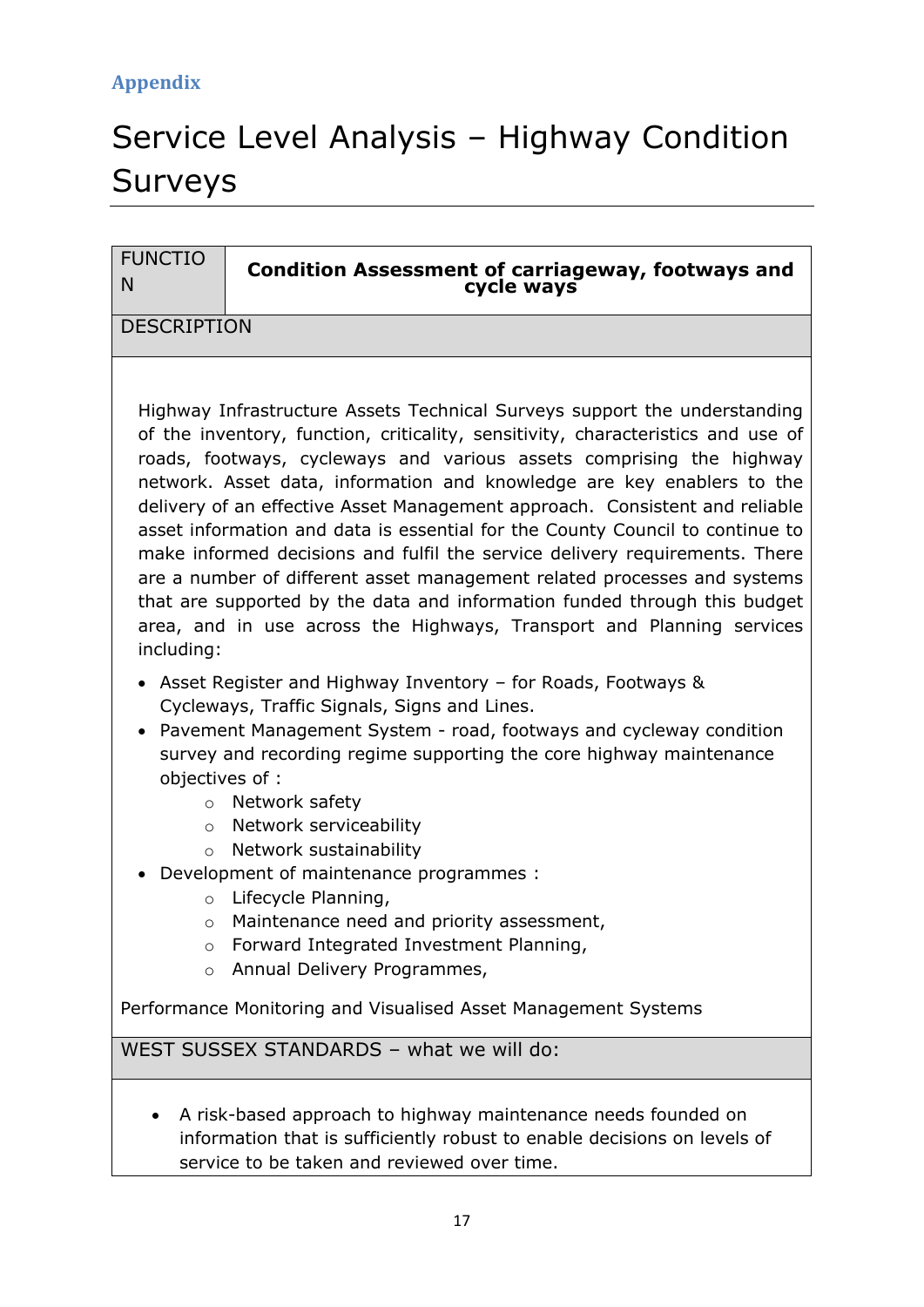**Appendix**

# Service Level Analysis – Highway Condition Surveys

| FUNCTION | **Condition Assessment of carriageway, footways and cycle ways** |
|---|---|

**DESCRIPTION**

Highway Infrastructure Assets Technical Surveys support the understanding of the inventory, function, criticality, sensitivity, characteristics and use of roads, footways, cycleways and various assets comprising the highway network. Asset data, information and knowledge are key enablers to the delivery of an effective Asset Management approach. Consistent and reliable asset information and data is essential for the County Council to continue to make informed decisions and fulfil the service delivery requirements. There are a number of different asset management related processes and systems that are supported by the data and information funded through this budget area, and in use across the Highways, Transport and Planning services including:

- Asset Register and Highway Inventory – for Roads, Footways & Cycleways, Traffic Signals, Signs and Lines.
- Pavement Management System - road, footways and cycleway condition survey and recording regime supporting the core highway maintenance objectives of :
  - Network safety
  - Network serviceability
  - Network sustainability
- Development of maintenance programmes :
  - Lifecycle Planning,
  - Maintenance need and priority assessment,
  - Forward Integrated Investment Planning,
  - Annual Delivery Programmes,

Performance Monitoring and Visualised Asset Management Systems

**WEST SUSSEX STANDARDS – what we will do:**

- A risk-based approach to highway maintenance needs founded on information that is sufficiently robust to enable decisions on levels of service to be taken and reviewed over time.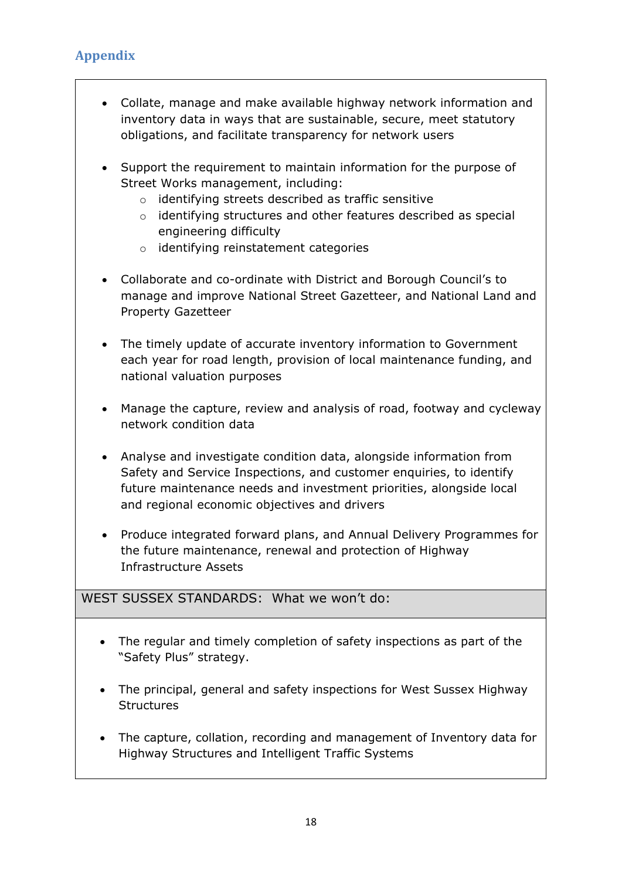## Appendix

- Collate, manage and make available highway network information and inventory data in ways that are sustainable, secure, meet statutory obligations, and facilitate transparency for network users
- Support the requirement to maintain information for the purpose of Street Works management, including:
  - identifying streets described as traffic sensitive
  - identifying structures and other features described as special engineering difficulty
  - identifying reinstatement categories
- Collaborate and co-ordinate with District and Borough Council's to manage and improve National Street Gazetteer, and National Land and Property Gazetteer
- The timely update of accurate inventory information to Government each year for road length, provision of local maintenance funding, and national valuation purposes
- Manage the capture, review and analysis of road, footway and cycleway network condition data
- Analyse and investigate condition data, alongside information from Safety and Service Inspections, and customer enquiries, to identify future maintenance needs and investment priorities, alongside local and regional economic objectives and drivers
- Produce integrated forward plans, and Annual Delivery Programmes for the future maintenance, renewal and protection of Highway Infrastructure Assets

**WEST SUSSEX STANDARDS: What we won't do:**

- The regular and timely completion of safety inspections as part of the "Safety Plus" strategy.
- The principal, general and safety inspections for West Sussex Highway Structures
- The capture, collation, recording and management of Inventory data for Highway Structures and Intelligent Traffic Systems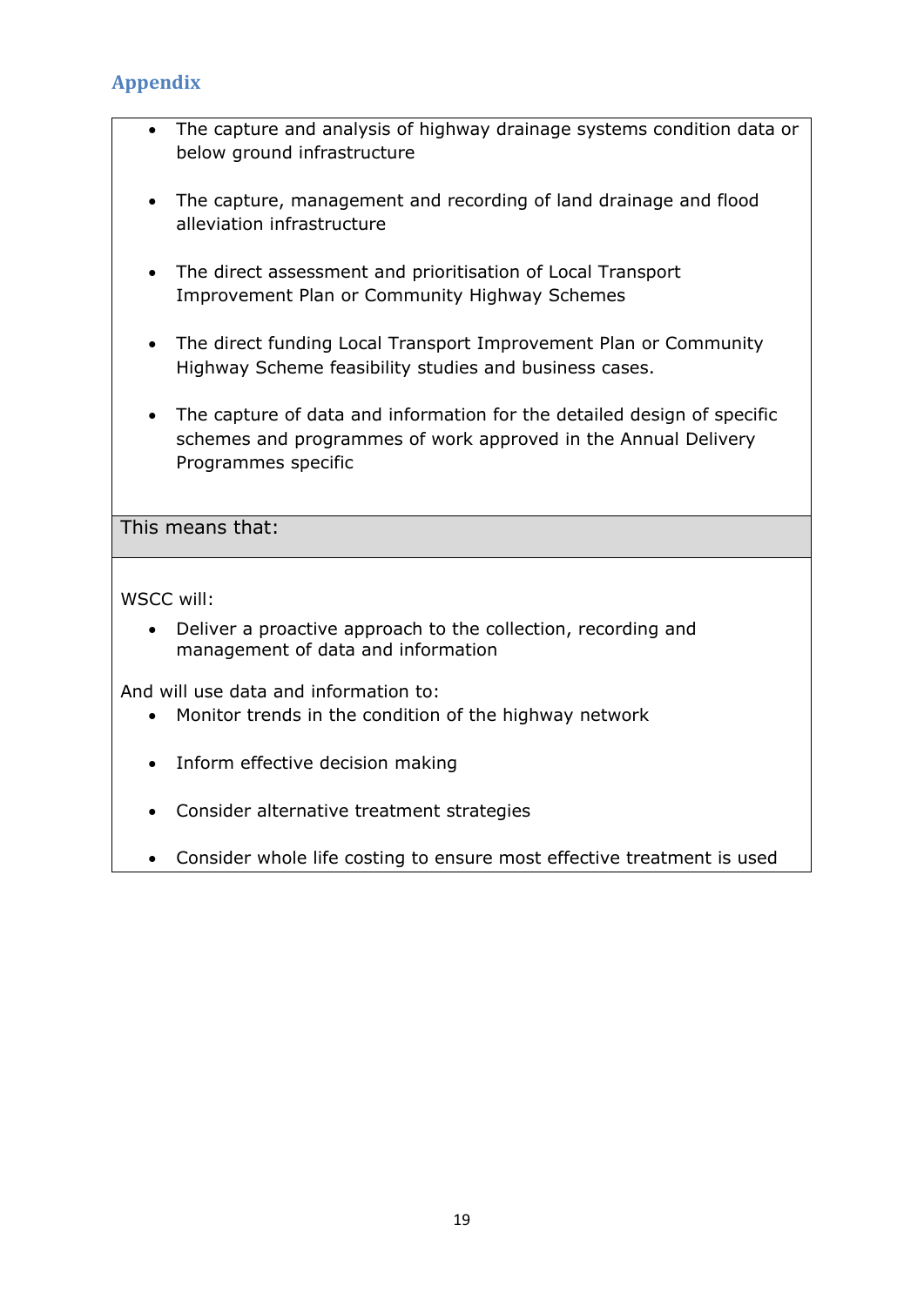## Appendix

- The capture and analysis of highway drainage systems condition data or below ground infrastructure
- The capture, management and recording of land drainage and flood alleviation infrastructure
- The direct assessment and prioritisation of Local Transport Improvement Plan or Community Highway Schemes
- The direct funding Local Transport Improvement Plan or Community Highway Scheme feasibility studies and business cases.
- The capture of data and information for the detailed design of specific schemes and programmes of work approved in the Annual Delivery Programmes specific

**This means that:**

WSCC will:

- Deliver a proactive approach to the collection, recording and management of data and information

And will use data and information to:

- Monitor trends in the condition of the highway network
- Inform effective decision making
- Consider alternative treatment strategies
- Consider whole life costing to ensure most effective treatment is used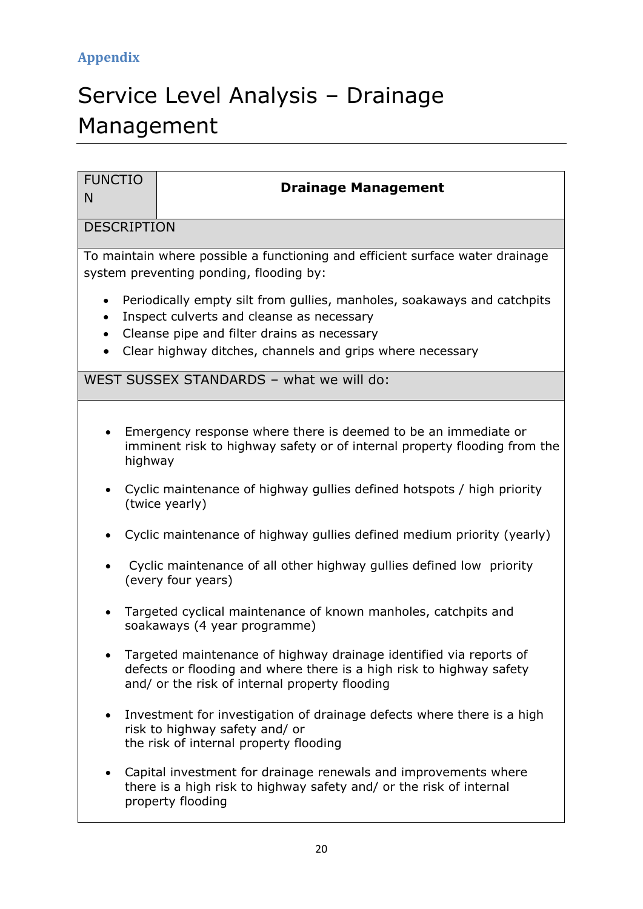Appendix

# Service Level Analysis – Drainage Management

| FUNCTION | **Drainage Management** |
|---|---|
| DESCRIPTION | |
| To maintain where possible a functioning and efficient surface water drainage system preventing ponding, flooding by:<br>• Periodically empty silt from gullies, manholes, soakaways and catchpits<br>• Inspect culverts and cleanse as necessary<br>• Cleanse pipe and filter drains as necessary<br>• Clear highway ditches, channels and grips where necessary | |
| WEST SUSSEX STANDARDS – what we will do: | |
| • Emergency response where there is deemed to be an immediate or imminent risk to highway safety or of internal property flooding from the highway<br>• Cyclic maintenance of highway gullies defined hotspots / high priority (twice yearly)<br>• Cyclic maintenance of highway gullies defined medium priority (yearly)<br>• Cyclic maintenance of all other highway gullies defined low priority (every four years)<br>• Targeted cyclical maintenance of known manholes, catchpits and soakaways (4 year programme)<br>• Targeted maintenance of highway drainage identified via reports of defects or flooding and where there is a high risk to highway safety and/ or the risk of internal property flooding<br>• Investment for investigation of drainage defects where there is a high risk to highway safety and/ or the risk of internal property flooding<br>• Capital investment for drainage renewals and improvements where there is a high risk to highway safety and/ or the risk of internal property flooding | |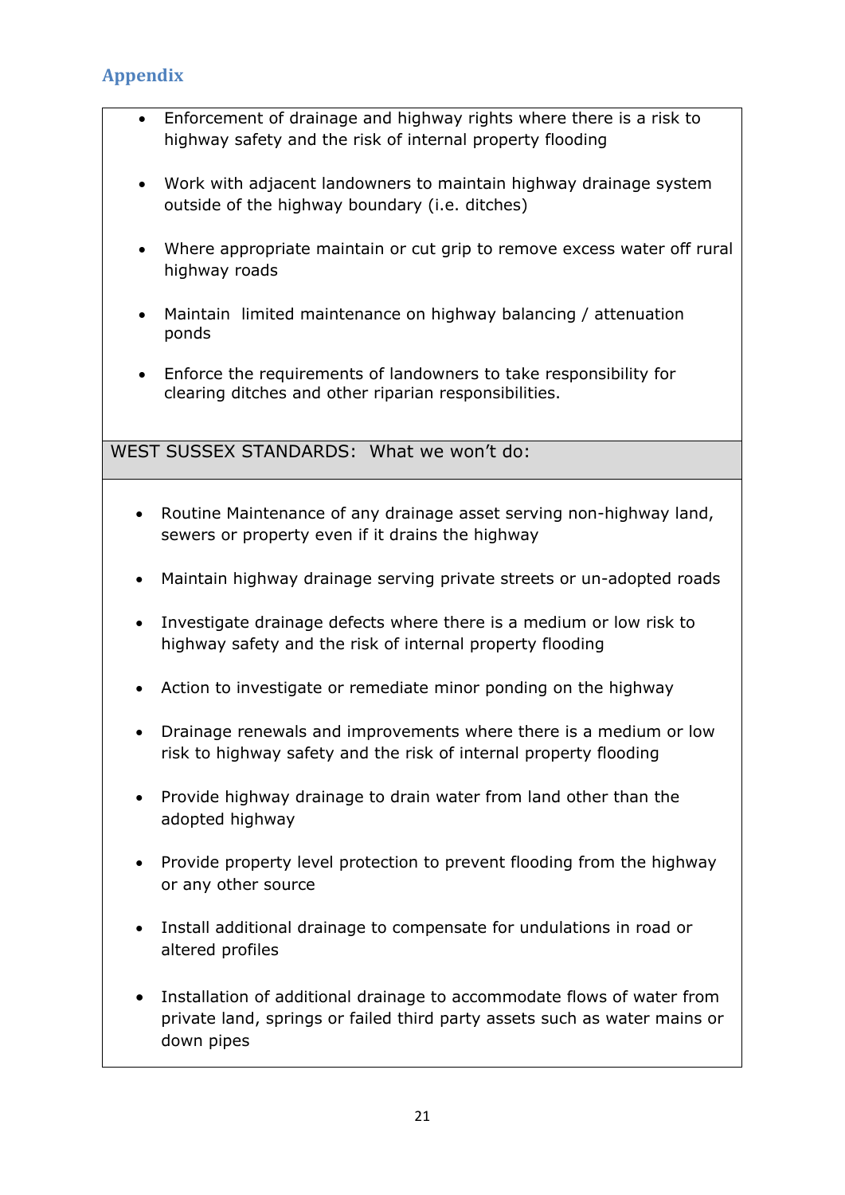## Appendix

- Enforcement of drainage and highway rights where there is a risk to highway safety and the risk of internal property flooding
- Work with adjacent landowners to maintain highway drainage system outside of the highway boundary (i.e. ditches)
- Where appropriate maintain or cut grip to remove excess water off rural highway roads
- Maintain limited maintenance on highway balancing / attenuation ponds
- Enforce the requirements of landowners to take responsibility for clearing ditches and other riparian responsibilities.

WEST SUSSEX STANDARDS: What we won't do:

- Routine Maintenance of any drainage asset serving non-highway land, sewers or property even if it drains the highway
- Maintain highway drainage serving private streets or un-adopted roads
- Investigate drainage defects where there is a medium or low risk to highway safety and the risk of internal property flooding
- Action to investigate or remediate minor ponding on the highway
- Drainage renewals and improvements where there is a medium or low risk to highway safety and the risk of internal property flooding
- Provide highway drainage to drain water from land other than the adopted highway
- Provide property level protection to prevent flooding from the highway or any other source
- Install additional drainage to compensate for undulations in road or altered profiles
- Installation of additional drainage to accommodate flows of water from private land, springs or failed third party assets such as water mains or down pipes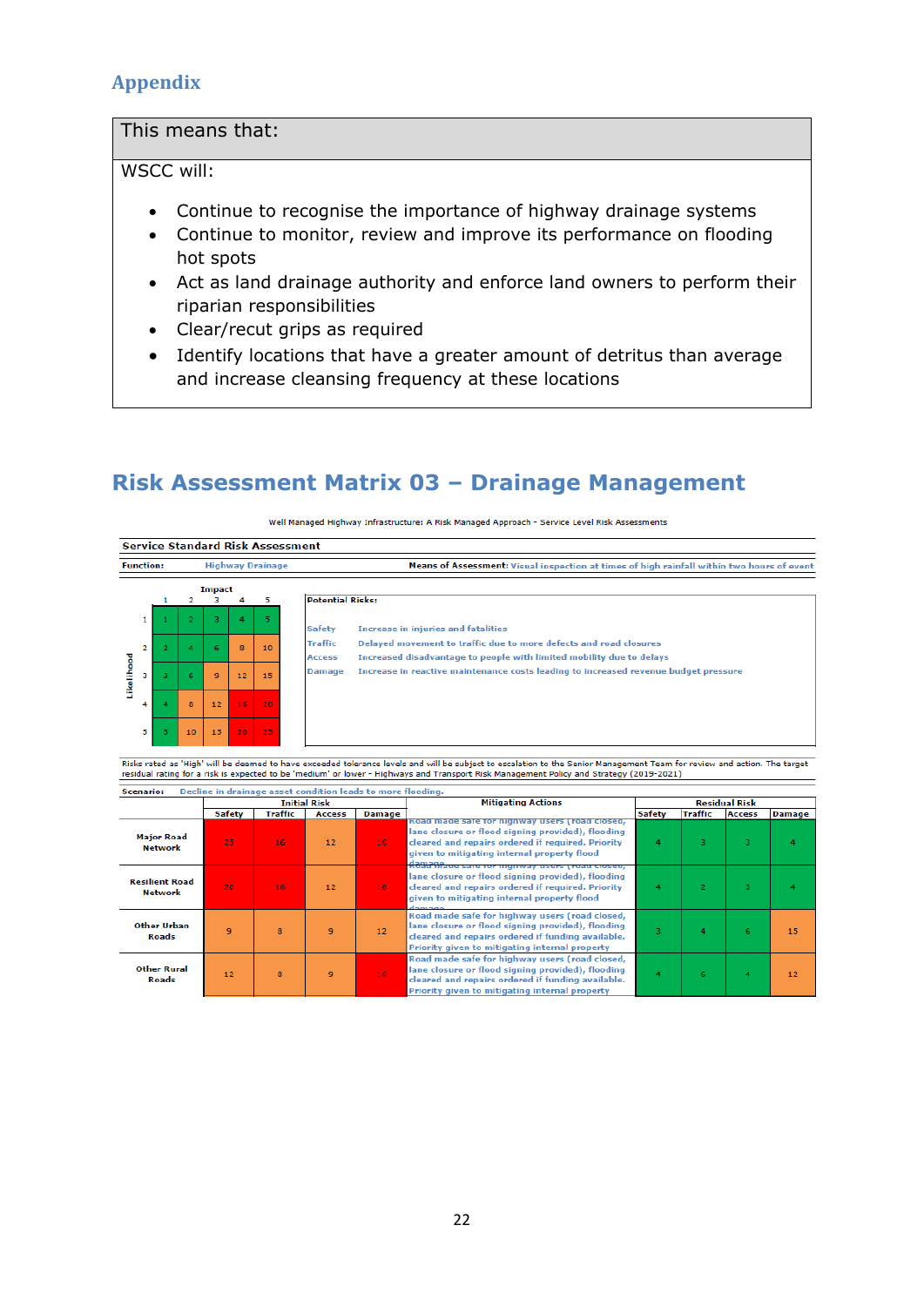## Appendix

| This means that: |
|---|
| WSCC will:<br><br>• Continue to recognise the importance of highway drainage systems<br>• Continue to monitor, review and improve its performance on flooding hot spots<br>• Act as land drainage authority and enforce land owners to perform their riparian responsibilities<br>• Clear/recut grips as required<br>• Identify locations that have a greater amount of detritus than average and increase cleansing frequency at these locations |

# Risk Assessment Matrix 03 – Drainage Management

Well Managed Highway Infrastructure: A Risk Managed Approach - Service Level Risk Assessments

**Service Standard Risk Assessment**

**Function:** Highway Drainage

**Means of Assessment:** Visual inspection at times of high rainfall within two hours of event

| Likelihood \ Impact | 1 | 2 | 3 | 4 | 5 |
|---|---|---|---|---|---|
| 1 | 1 | 2 | 3 | 4 | 5 |
| 2 | 2 | 4 | 6 | 8 | 10 |
| 3 | 3 | 6 | 9 | 12 | 15 |
| 4 | 4 | 8 | 12 | 16 | 20 |
| 5 | 5 | 10 | 15 | 20 | 25 |

**Potential Risks:**

| | |
|---|---|
| Safety | Increase in injuries and fatalities |
| Traffic | Delayed movement to traffic due to more defects and road closures |
| Access | Increased disadvantage to people with limited mobility due to delays |
| Damage | Increase in reactive maintenance costs leading to increased revenue budget pressure |

Risks rated as 'High' will be deemed to have exceeded tolerance levels and will be subject to escalation to the Senior Management Team for review and action. The target residual rating for a risk is expected to be 'medium' or lower - Highways and Transport Risk Management Policy and Strategy (2019-2021)

**Scenario:** Decline in drainage asset condition leads to more flooding.

| | Initial Risk | | | | Mitigating Actions | Residual Risk | | | |
|---|---|---|---|---|---|---|---|---|---|
| | Safety | Traffic | Access | Damage | | Safety | Traffic | Access | Damage |
| Major Road Network | 25 | 16 | 12 | 16 | Road made safe for highway users (road closed, lane closure or flood signing provided), flooding cleared and repairs ordered if required. Priority given to mitigating internal property flood damage | 4 | 3 | 3 | 4 |
| Resilient Road Network | 20 | 16 | 12 | 16 | Road made safe for highway users (road closed, lane closure or flood signing provided), flooding cleared and repairs ordered if required. Priority given to mitigating internal property flood damage | 4 | 2 | 3 | 4 |
| Other Urban Roads | 9 | 8 | 9 | 12 | Road made safe for highway users (road closed, lane closure or flood signing provided), flooding cleared and repairs ordered if funding available. Priority given to mitigating internal property | 3 | 4 | 6 | 15 |
| Other Rural Roads | 12 | 8 | 9 | 16 | Road made safe for highway users (road closed, lane closure or flood signing provided), flooding cleared and repairs ordered if funding available. Priority given to mitigating internal property | 4 | 6 | 4 | 12 |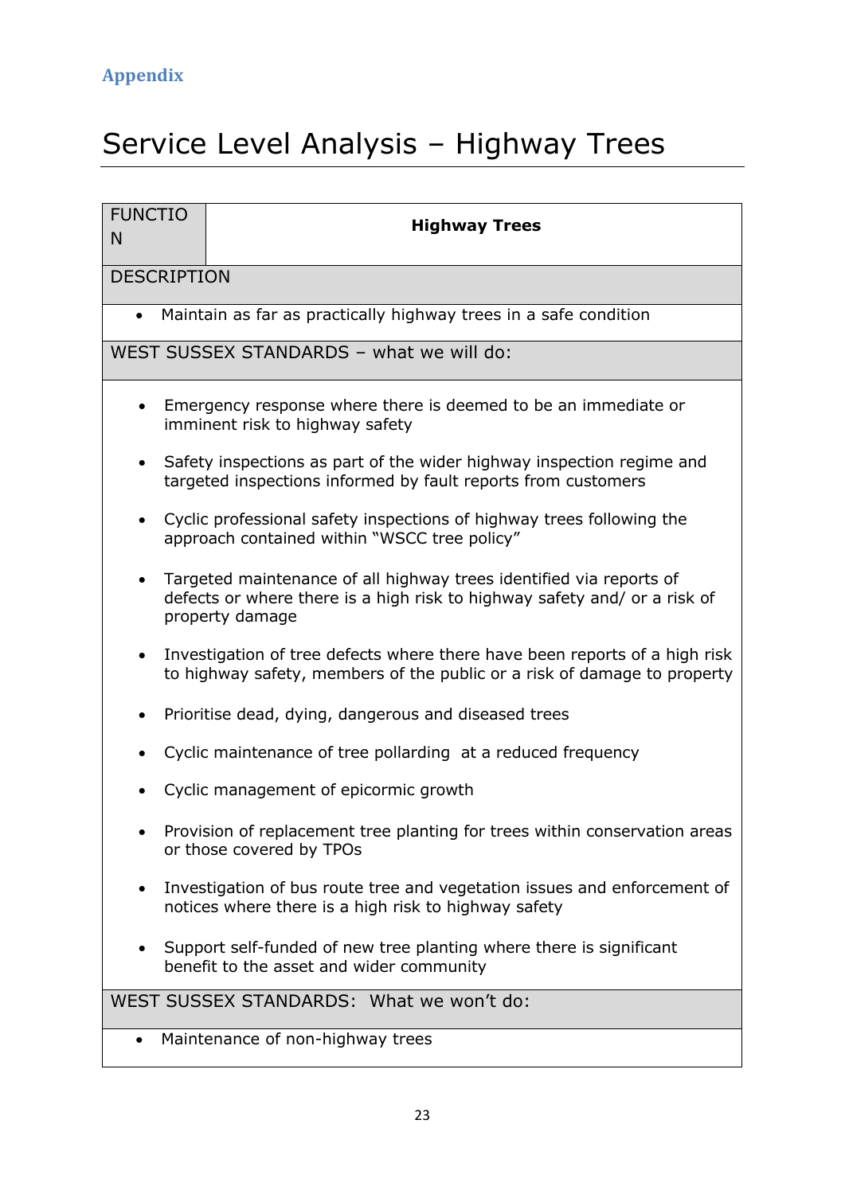## Appendix

# Service Level Analysis – Highway Trees

| FUNCTION | **Highway Trees** |
|---|---|
| DESCRIPTION | |
| • Maintain as far as practically highway trees in a safe condition | |
| WEST SUSSEX STANDARDS – what we will do: | |
| • Emergency response where there is deemed to be an immediate or imminent risk to highway safety<br>• Safety inspections as part of the wider highway inspection regime and targeted inspections informed by fault reports from customers<br>• Cyclic professional safety inspections of highway trees following the approach contained within "WSCC tree policy"<br>• Targeted maintenance of all highway trees identified via reports of defects or where there is a high risk to highway safety and/ or a risk of property damage<br>• Investigation of tree defects where there have been reports of a high risk to highway safety, members of the public or a risk of damage to property<br>• Prioritise dead, dying, dangerous and diseased trees<br>• Cyclic maintenance of tree pollarding at a reduced frequency<br>• Cyclic management of epicormic growth<br>• Provision of replacement tree planting for trees within conservation areas or those covered by TPOs<br>• Investigation of bus route tree and vegetation issues and enforcement of notices where there is a high risk to highway safety<br>• Support self-funded of new tree planting where there is significant benefit to the asset and wider community | |
| WEST SUSSEX STANDARDS: What we won't do: | |
| • Maintenance of non-highway trees | |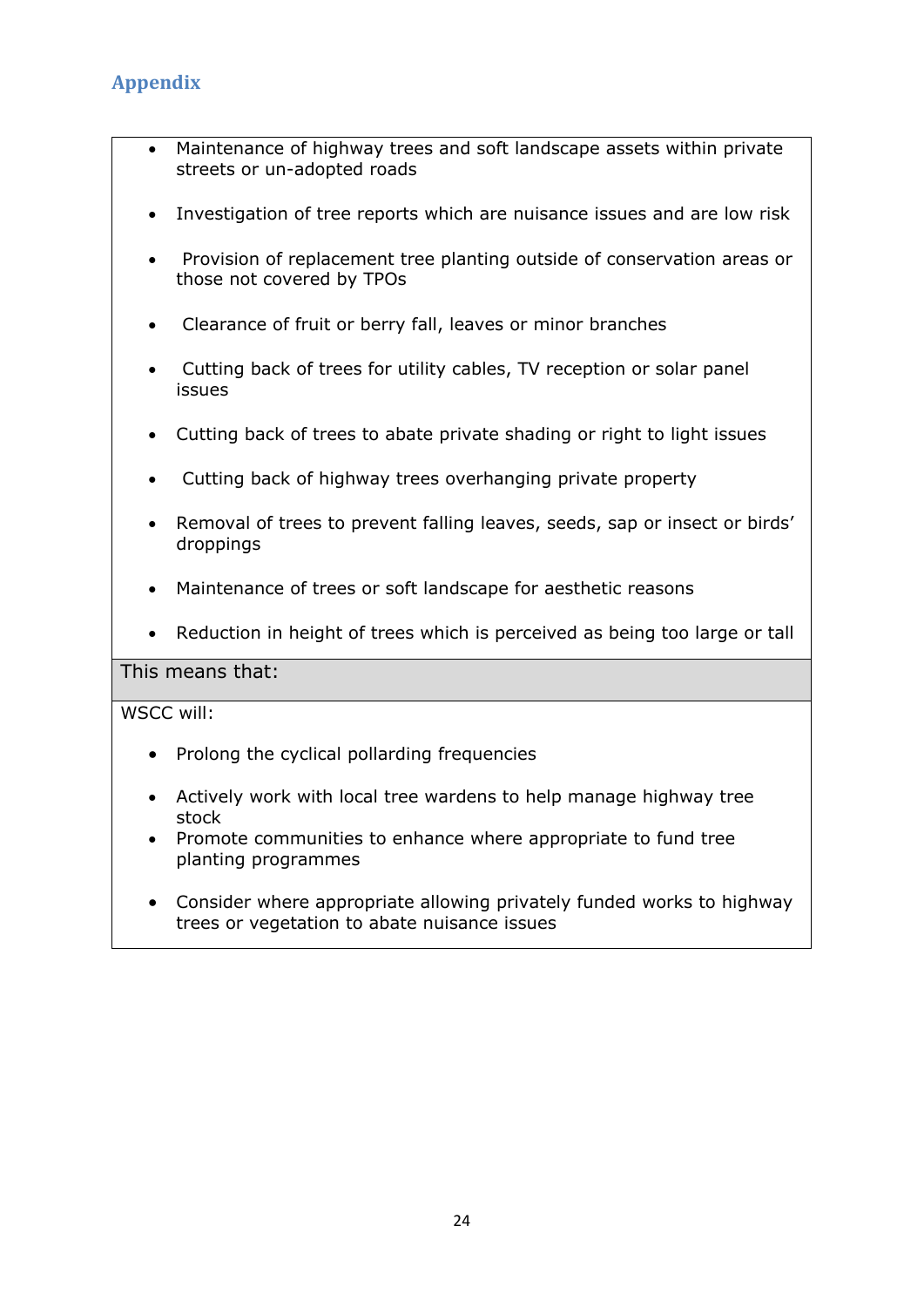## Appendix

- Maintenance of highway trees and soft landscape assets within private streets or un-adopted roads
- Investigation of tree reports which are nuisance issues and are low risk
- Provision of replacement tree planting outside of conservation areas or those not covered by TPOs
- Clearance of fruit or berry fall, leaves or minor branches
- Cutting back of trees for utility cables, TV reception or solar panel issues
- Cutting back of trees to abate private shading or right to light issues
- Cutting back of highway trees overhanging private property
- Removal of trees to prevent falling leaves, seeds, sap or insect or birds' droppings
- Maintenance of trees or soft landscape for aesthetic reasons
- Reduction in height of trees which is perceived as being too large or tall

**This means that:**

WSCC will:

- Prolong the cyclical pollarding frequencies
- Actively work with local tree wardens to help manage highway tree stock
- Promote communities to enhance where appropriate to fund tree planting programmes
- Consider where appropriate allowing privately funded works to highway trees or vegetation to abate nuisance issues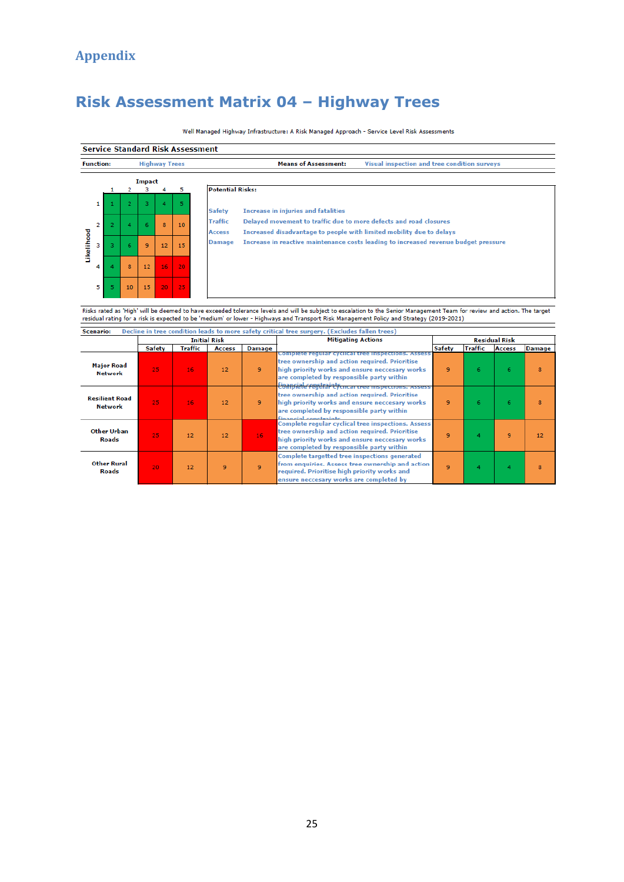# Appendix

## Risk Assessment Matrix 04 – Highway Trees

Well Managed Highway Infrastructure: A Risk Managed Approach - Service Level Risk Assessments

**Service Standard Risk Assessment**

**Function:** Highway Trees **Means of Assessment:** Visual inspection and tree condition surveys

| Likelihood \ Impact | 1 | 2 | 3 | 4 | 5 |
|---|---|---|---|---|---|
| 1 | 1 | 2 | 3 | 4 | 5 |
| 2 | 2 | 4 | 6 | 8 | 10 |
| 3 | 3 | 6 | 9 | 12 | 15 |
| 4 | 4 | 8 | 12 | 16 | 20 |
| 5 | 5 | 10 | 15 | 20 | 25 |

**Potential Risks:**

| | |
|---|---|
| Safety | Increase in injuries and fatalities |
| Traffic | Delayed movement to traffic due to more defects and road closures |
| Access | Increased disadvantage to people with limited mobility due to delays |
| Damage | Increase in reactive maintenance costs leading to increased revenue budget pressure |

Risks rated as 'High' will be deemed to have exceeded tolerance levels and will be subject to escalation to the Senior Management Team for review and action. The target residual rating for a risk is expected to be 'medium' or lower - Highways and Transport Risk Management Policy and Strategy (2019-2021)

**Scenario:** Decline in tree condition leads to more safety critical tree surgery. (Excludes fallen trees)

| | Initial Risk | | | | Mitigating Actions | Residual Risk | | | |
|---|---|---|---|---|---|---|---|---|---|
| | Safety | Traffic | Access | Damage | | Safety | Traffic | Access | Damage |
| **Major Road Network** | 25 | 16 | 12 | 9 | Complete regular cyclical tree inspections. Assess tree ownership and action required. Prioritise high priority works and ensure neccesary works are completed by responsible party within financial constraints | 9 | 6 | 6 | 8 |
| **Resilient Road Network** | 25 | 16 | 12 | 9 | Complete regular cyclical tree inspections. Assess tree ownership and action required. Prioritise high priority works and ensure neccesary works are completed by responsible party within financial constraints | 9 | 6 | 6 | 8 |
| **Other Urban Roads** | 25 | 12 | 12 | 16 | Complete regular cyclical tree inspections. Assess tree ownership and action required. Prioritise high priority works and ensure neccesary works are completed by responsible party within | 9 | 4 | 9 | 12 |
| **Other Rural Roads** | 20 | 12 | 9 | 9 | Complete targetted tree inspections generated from enquiries. Assess tree ownership and action required. Prioritise high priority works and ensure neccesary works are completed by | 9 | 4 | 4 | 8 |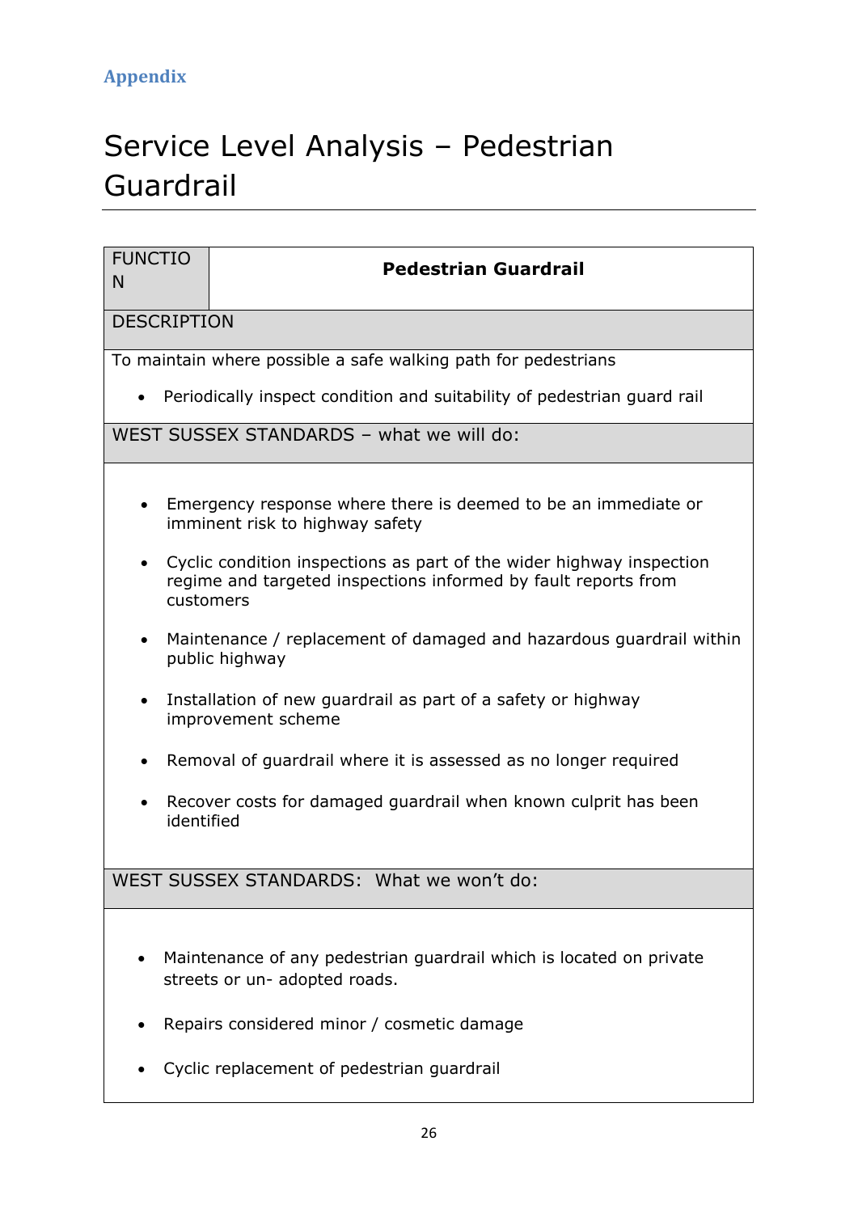Appendix

# Service Level Analysis – Pedestrian Guardrail

| FUNCTION | **Pedestrian Guardrail** |
|---|---|
| DESCRIPTION | |
| To maintain where possible a safe walking path for pedestrians<br>• Periodically inspect condition and suitability of pedestrian guard rail | |
| WEST SUSSEX STANDARDS – what we will do: | |
| • Emergency response where there is deemed to be an immediate or imminent risk to highway safety<br>• Cyclic condition inspections as part of the wider highway inspection regime and targeted inspections informed by fault reports from customers<br>• Maintenance / replacement of damaged and hazardous guardrail within public highway<br>• Installation of new guardrail as part of a safety or highway improvement scheme<br>• Removal of guardrail where it is assessed as no longer required<br>• Recover costs for damaged guardrail when known culprit has been identified | |
| WEST SUSSEX STANDARDS: What we won't do: | |
| • Maintenance of any pedestrian guardrail which is located on private streets or un- adopted roads.<br>• Repairs considered minor / cosmetic damage<br>• Cyclic replacement of pedestrian guardrail | |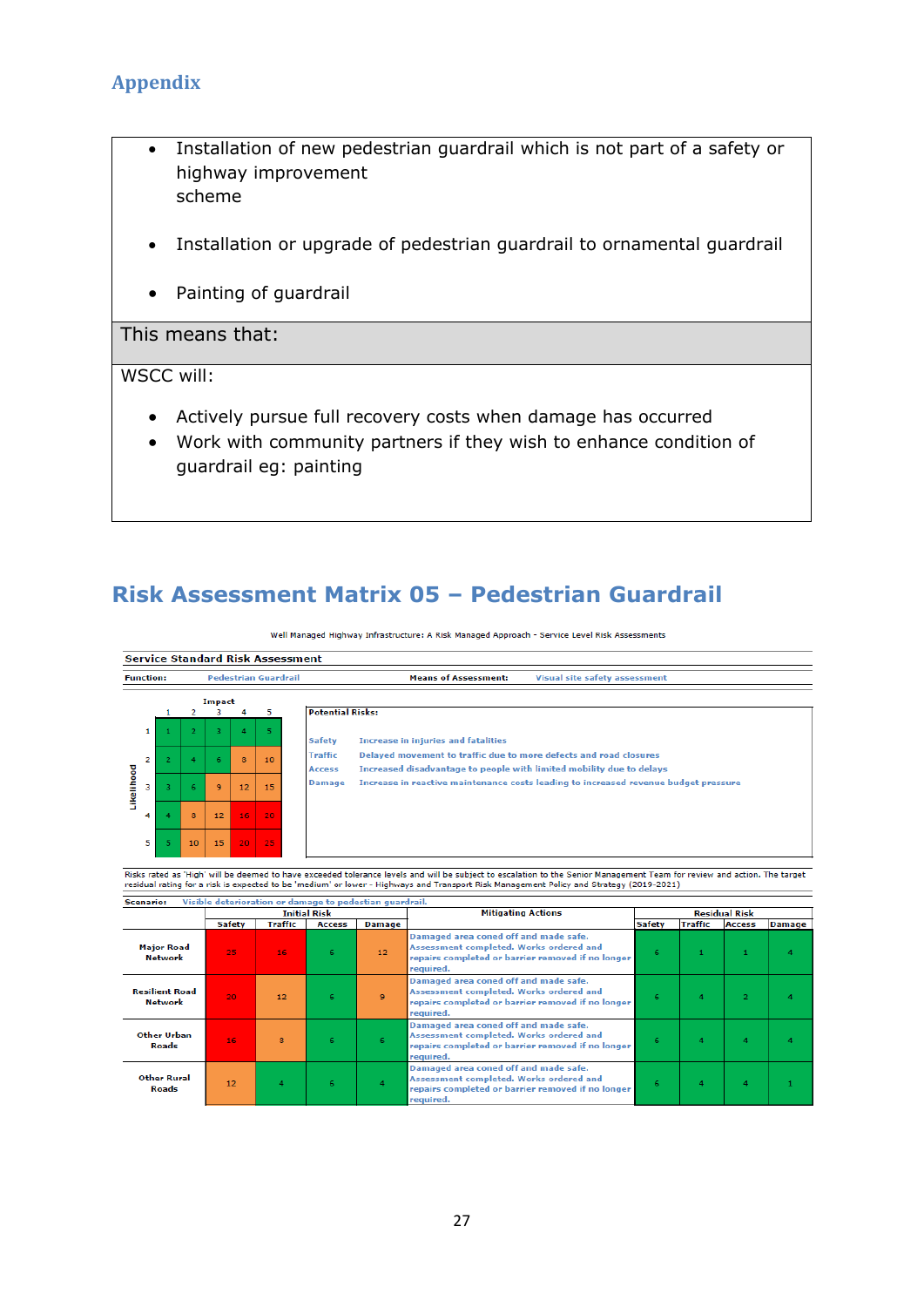## Appendix

- Installation of new pedestrian guardrail which is not part of a safety or highway improvement scheme
- Installation or upgrade of pedestrian guardrail to ornamental guardrail
- Painting of guardrail

**This means that:**

WSCC will:

- Actively pursue full recovery costs when damage has occurred
- Work with community partners if they wish to enhance condition of guardrail eg: painting

## Risk Assessment Matrix 05 – Pedestrian Guardrail

Well Managed Highway Infrastructure: A Risk Managed Approach - Service Level Risk Assessments

**Service Standard Risk Assessment**

**Function:** Pedestrian Guardrail **Means of Assessment:** Visual site safety assessment

| Likelihood \ Impact | 1 | 2 | 3 | 4 | 5 |
|---|---|---|---|---|---|
| 1 | 1 | 2 | 3 | 4 | 5 |
| 2 | 2 | 4 | 6 | 8 | 10 |
| 3 | 3 | 6 | 9 | 12 | 15 |
| 4 | 4 | 8 | 12 | 16 | 20 |
| 5 | 5 | 10 | 15 | 20 | 25 |

**Potential Risks:**

| | |
|---|---|
| Safety | Increase in injuries and fatalities |
| Traffic | Delayed movement to traffic due to more defects and road closures |
| Access | Increased disadvantage to people with limited mobility due to delays |
| Damage | Increase in reactive maintenance costs leading to increased revenue budget pressure |

Risks rated as 'High' will be deemed to have exceeded tolerance levels and will be subject to escalation to the Senior Management Team for review and action. The target residual rating for a risk is expected to be 'medium' or lower - Highways and Transport Risk Management Policy and Strategy (2019-2021)

**Scenario:** Visible deterioration or damage to pedestrian guardrail.

| | Initial Risk | | | | Mitigating Actions | Residual Risk | | | |
|---|---|---|---|---|---|---|---|---|---|
| | Safety | Traffic | Access | Damage | | Safety | Traffic | Access | Damage |
| Major Road Network | 25 | 16 | 6 | 12 | Damaged area coned off and made safe. Assessment completed. Works ordered and repairs completed or barrier removed if no longer required. | 6 | 1 | 1 | 4 |
| Resilient Road Network | 20 | 12 | 6 | 9 | Damaged area coned off and made safe. Assessment completed. Works ordered and repairs completed or barrier removed if no longer required. | 6 | 4 | 2 | 4 |
| Other Urban Roads | 16 | 8 | 6 | 6 | Damaged area coned off and made safe. Assessment completed. Works ordered and repairs completed or barrier removed if no longer required. | 6 | 4 | 4 | 4 |
| Other Rural Roads | 12 | 4 | 6 | 4 | Damaged area coned off and made safe. Assessment completed. Works ordered and repairs completed or barrier removed if no longer required. | 6 | 4 | 4 | 1 |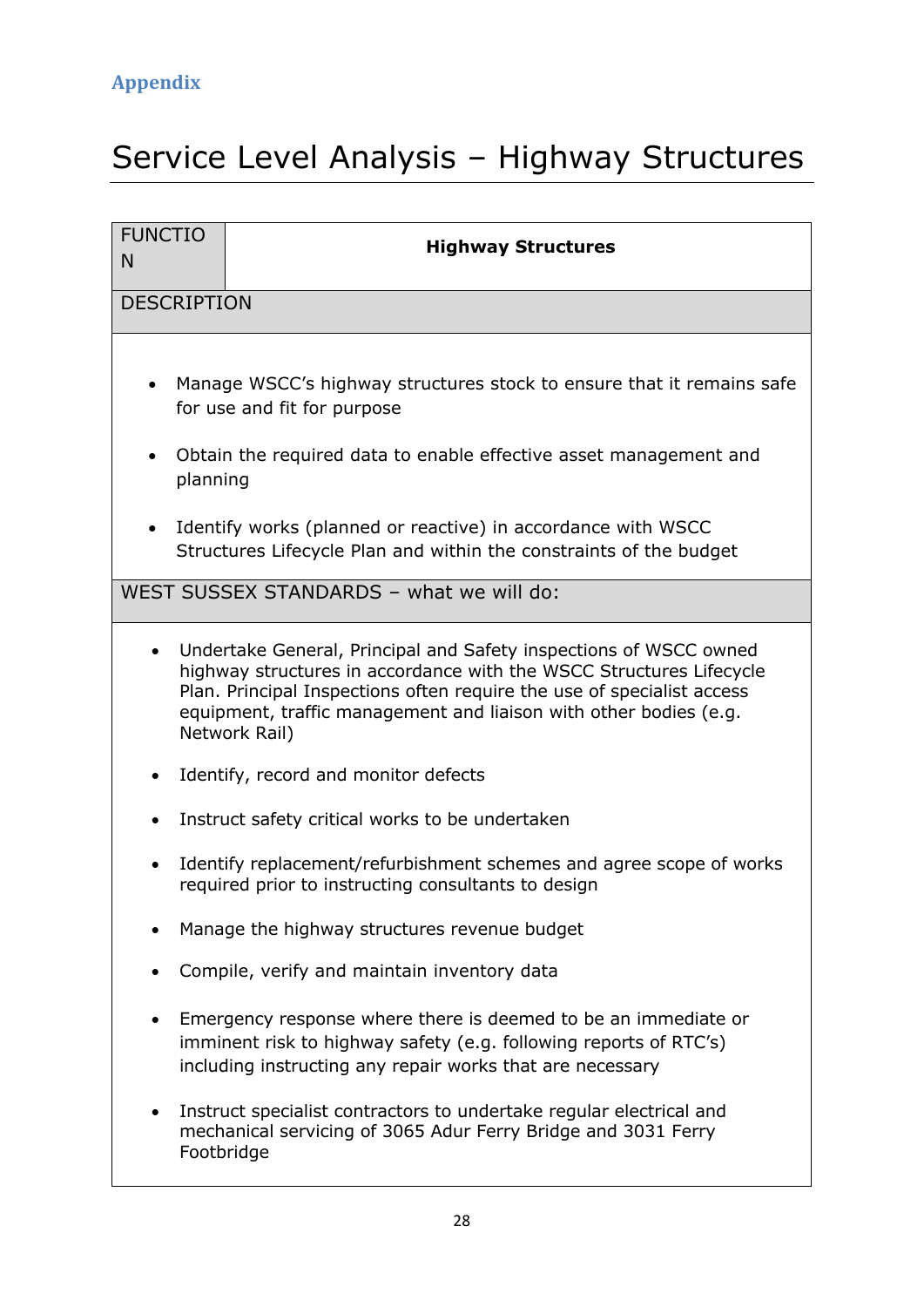Appendix

# Service Level Analysis – Highway Structures

| FUNCTION | Highway Structures |
|---|---|
| DESCRIPTION | |
| • Manage WSCC's highway structures stock to ensure that it remains safe for use and fit for purpose<br>• Obtain the required data to enable effective asset management and planning<br>• Identify works (planned or reactive) in accordance with WSCC Structures Lifecycle Plan and within the constraints of the budget | |
| WEST SUSSEX STANDARDS – what we will do: | |
| • Undertake General, Principal and Safety inspections of WSCC owned highway structures in accordance with the WSCC Structures Lifecycle Plan. Principal Inspections often require the use of specialist access equipment, traffic management and liaison with other bodies (e.g. Network Rail)<br>• Identify, record and monitor defects<br>• Instruct safety critical works to be undertaken<br>• Identify replacement/refurbishment schemes and agree scope of works required prior to instructing consultants to design<br>• Manage the highway structures revenue budget<br>• Compile, verify and maintain inventory data<br>• Emergency response where there is deemed to be an immediate or imminent risk to highway safety (e.g. following reports of RTC's) including instructing any repair works that are necessary<br>• Instruct specialist contractors to undertake regular electrical and mechanical servicing of 3065 Adur Ferry Bridge and 3031 Ferry Footbridge | |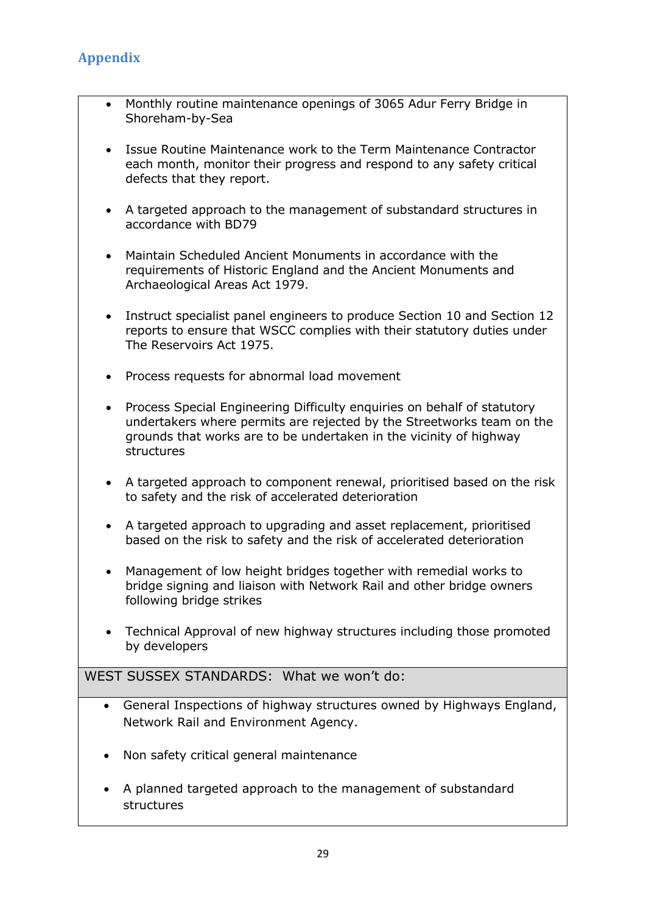## Appendix

- Monthly routine maintenance openings of 3065 Adur Ferry Bridge in Shoreham-by-Sea
- Issue Routine Maintenance work to the Term Maintenance Contractor each month, monitor their progress and respond to any safety critical defects that they report.
- A targeted approach to the management of substandard structures in accordance with BD79
- Maintain Scheduled Ancient Monuments in accordance with the requirements of Historic England and the Ancient Monuments and Archaeological Areas Act 1979.
- Instruct specialist panel engineers to produce Section 10 and Section 12 reports to ensure that WSCC complies with their statutory duties under The Reservoirs Act 1975.
- Process requests for abnormal load movement
- Process Special Engineering Difficulty enquiries on behalf of statutory undertakers where permits are rejected by the Streetworks team on the grounds that works are to be undertaken in the vicinity of highway structures
- A targeted approach to component renewal, prioritised based on the risk to safety and the risk of accelerated deterioration
- A targeted approach to upgrading and asset replacement, prioritised based on the risk to safety and the risk of accelerated deterioration
- Management of low height bridges together with remedial works to bridge signing and liaison with Network Rail and other bridge owners following bridge strikes
- Technical Approval of new highway structures including those promoted by developers

**WEST SUSSEX STANDARDS: What we won't do:**

- General Inspections of highway structures owned by Highways England, Network Rail and Environment Agency.
- Non safety critical general maintenance
- A planned targeted approach to the management of substandard structures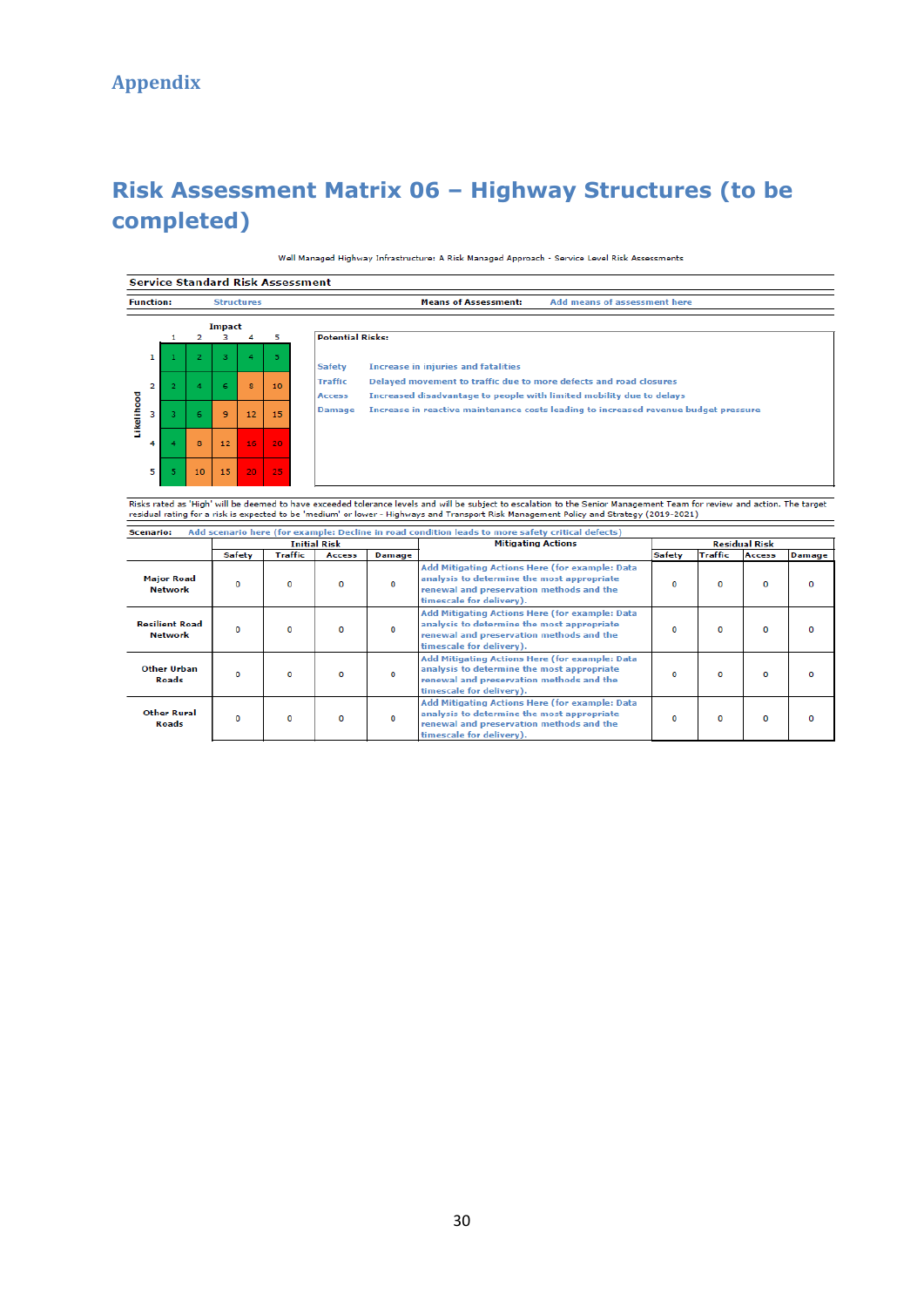# Appendix

## Risk Assessment Matrix 06 – Highway Structures (to be completed)

Well Managed Highway Infrastructure: A Risk Managed Approach - Service Level Risk Assessments

**Service Standard Risk Assessment**

**Function:** Structures  **Means of Assessment:** Add means of assessment here

| Likelihood \ Impact | 1 | 2 | 3 | 4 | 5 |
|---|---|---|---|---|---|
| 1 | 1 | 2 | 3 | 4 | 5 |
| 2 | 2 | 4 | 6 | 8 | 10 |
| 3 | 3 | 6 | 9 | 12 | 15 |
| 4 | 4 | 8 | 12 | 16 | 20 |
| 5 | 5 | 10 | 15 | 20 | 25 |

**Potential Risks:**

| | |
|---|---|
| Safety | Increase in injuries and fatalities |
| Traffic | Delayed movement to traffic due to more defects and road closures |
| Access | Increased disadvantage to people with limited mobility due to delays |
| Damage | Increase in reactive maintenance costs leading to increased revenue budget pressure |

Risks rated as 'High' will be deemed to have exceeded tolerance levels and will be subject to escalation to the Senior Management Team for review and action. The target residual rating for a risk is expected to be 'medium' or lower - Highways and Transport Risk Management Policy and Strategy (2019-2021)

**Scenario:** Add scenario here (for example: Decline in road condition leads to more safety critical defects)

| | Initial Risk | | | | Mitigating Actions | Residual Risk | | | |
|---|---|---|---|---|---|---|---|---|---|
| | Safety | Traffic | Access | Damage | | Safety | Traffic | Access | Damage |
| Major Road Network | 0 | 0 | 0 | 0 | Add Mitigating Actions Here (for example: Data analysis to determine the most appropriate renewal and preservation methods and the timescale for delivery). | 0 | 0 | 0 | 0 |
| Resilient Road Network | 0 | 0 | 0 | 0 | Add Mitigating Actions Here (for example: Data analysis to determine the most appropriate renewal and preservation methods and the timescale for delivery). | 0 | 0 | 0 | 0 |
| Other Urban Roads | 0 | 0 | 0 | 0 | Add Mitigating Actions Here (for example: Data analysis to determine the most appropriate renewal and preservation methods and the timescale for delivery). | 0 | 0 | 0 | 0 |
| Other Rural Roads | 0 | 0 | 0 | 0 | Add Mitigating Actions Here (for example: Data analysis to determine the most appropriate renewal and preservation methods and the timescale for delivery). | 0 | 0 | 0 | 0 |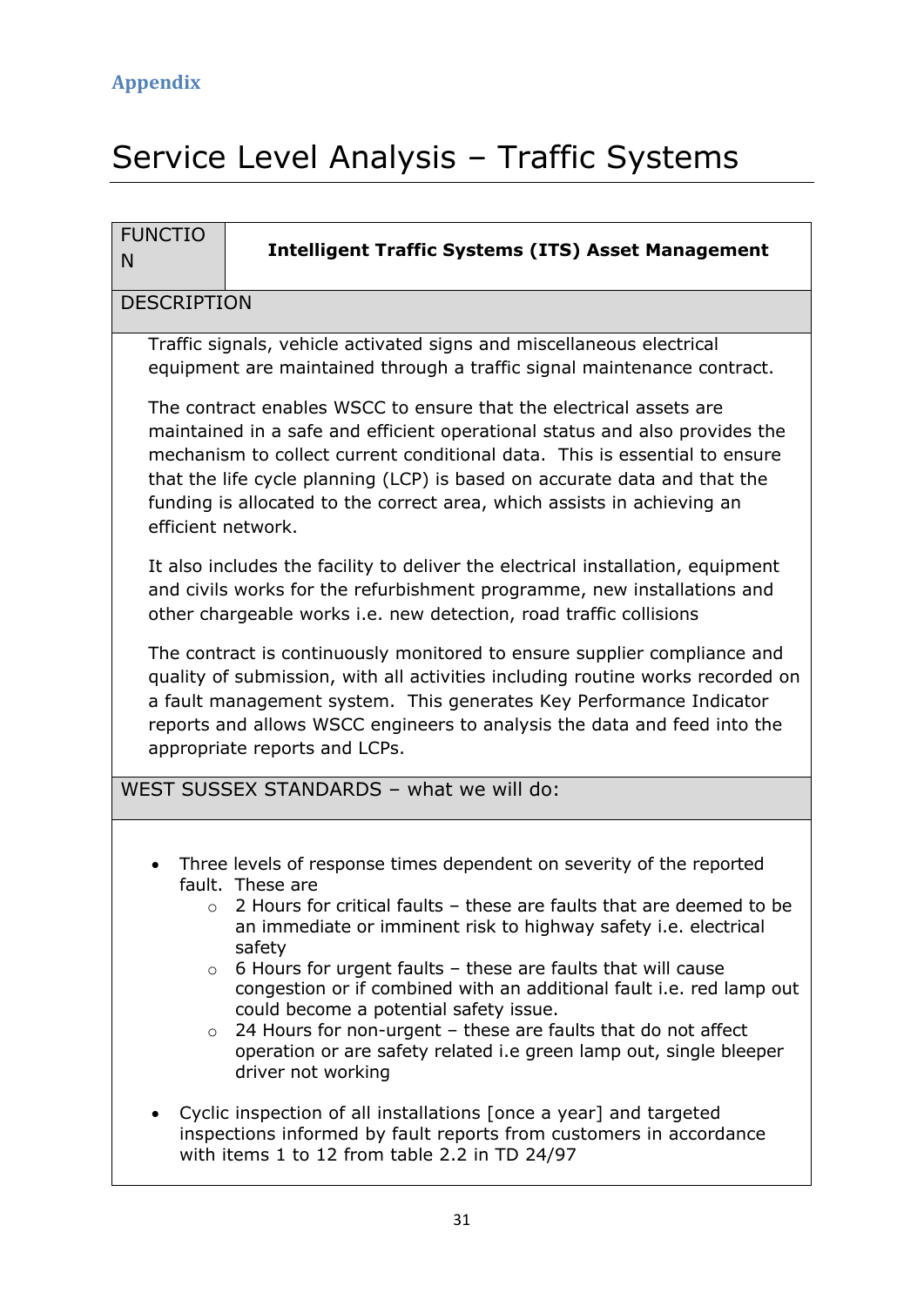## Appendix

# Service Level Analysis – Traffic Systems

| FUNCTION | **Intelligent Traffic Systems (ITS) Asset Management** |
|---|---|

**DESCRIPTION**

Traffic signals, vehicle activated signs and miscellaneous electrical equipment are maintained through a traffic signal maintenance contract.

The contract enables WSCC to ensure that the electrical assets are maintained in a safe and efficient operational status and also provides the mechanism to collect current conditional data. This is essential to ensure that the life cycle planning (LCP) is based on accurate data and that the funding is allocated to the correct area, which assists in achieving an efficient network.

It also includes the facility to deliver the electrical installation, equipment and civils works for the refurbishment programme, new installations and other chargeable works i.e. new detection, road traffic collisions

The contract is continuously monitored to ensure supplier compliance and quality of submission, with all activities including routine works recorded on a fault management system. This generates Key Performance Indicator reports and allows WSCC engineers to analysis the data and feed into the appropriate reports and LCPs.

**WEST SUSSEX STANDARDS – what we will do:**

- Three levels of response times dependent on severity of the reported fault. These are
  - 2 Hours for critical faults – these are faults that are deemed to be an immediate or imminent risk to highway safety i.e. electrical safety
  - 6 Hours for urgent faults – these are faults that will cause congestion or if combined with an additional fault i.e. red lamp out could become a potential safety issue.
  - 24 Hours for non-urgent – these are faults that do not affect operation or are safety related i.e green lamp out, single bleeper driver not working
- Cyclic inspection of all installations [once a year] and targeted inspections informed by fault reports from customers in accordance with items 1 to 12 from table 2.2 in TD 24/97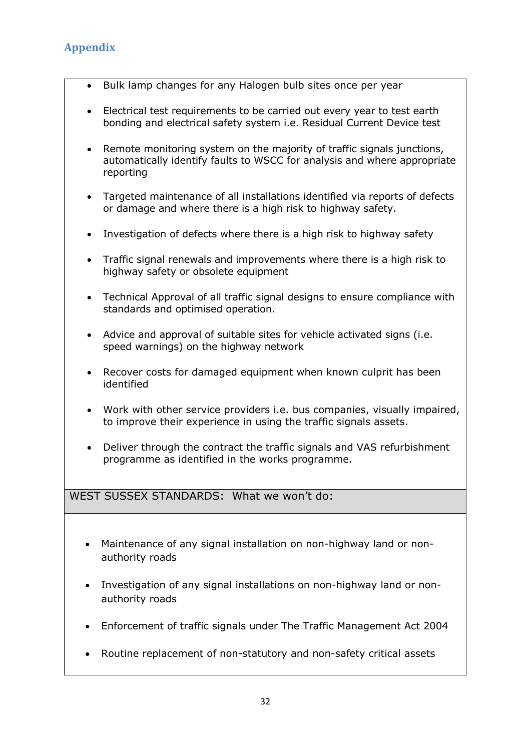## Appendix

- Bulk lamp changes for any Halogen bulb sites once per year
- Electrical test requirements to be carried out every year to test earth bonding and electrical safety system i.e. Residual Current Device test
- Remote monitoring system on the majority of traffic signals junctions, automatically identify faults to WSCC for analysis and where appropriate reporting
- Targeted maintenance of all installations identified via reports of defects or damage and where there is a high risk to highway safety.
- Investigation of defects where there is a high risk to highway safety
- Traffic signal renewals and improvements where there is a high risk to highway safety or obsolete equipment
- Technical Approval of all traffic signal designs to ensure compliance with standards and optimised operation.
- Advice and approval of suitable sites for vehicle activated signs (i.e. speed warnings) on the highway network
- Recover costs for damaged equipment when known culprit has been identified
- Work with other service providers i.e. bus companies, visually impaired, to improve their experience in using the traffic signals assets.
- Deliver through the contract the traffic signals and VAS refurbishment programme as identified in the works programme.

WEST SUSSEX STANDARDS: What we won't do:

- Maintenance of any signal installation on non-highway land or non-authority roads
- Investigation of any signal installations on non-highway land or non-authority roads
- Enforcement of traffic signals under The Traffic Management Act 2004
- Routine replacement of non-statutory and non-safety critical assets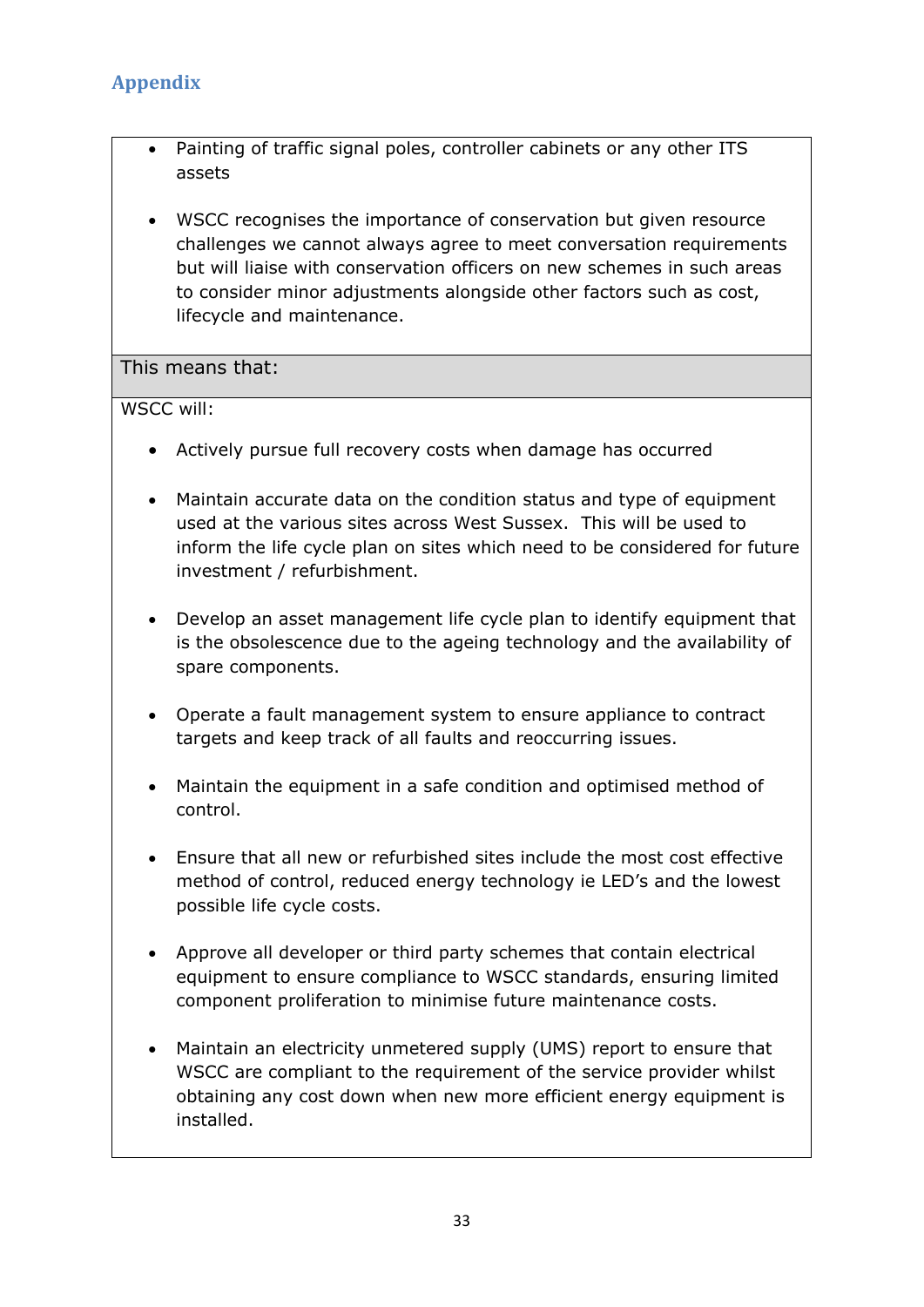## Appendix

- Painting of traffic signal poles, controller cabinets or any other ITS assets

- WSCC recognises the importance of conservation but given resource challenges we cannot always agree to meet conversation requirements but will liaise with conservation officers on new schemes in such areas to consider minor adjustments alongside other factors such as cost, lifecycle and maintenance.

**This means that:**

WSCC will:

- Actively pursue full recovery costs when damage has occurred

- Maintain accurate data on the condition status and type of equipment used at the various sites across West Sussex. This will be used to inform the life cycle plan on sites which need to be considered for future investment / refurbishment.

- Develop an asset management life cycle plan to identify equipment that is the obsolescence due to the ageing technology and the availability of spare components.

- Operate a fault management system to ensure appliance to contract targets and keep track of all faults and reoccurring issues.

- Maintain the equipment in a safe condition and optimised method of control.

- Ensure that all new or refurbished sites include the most cost effective method of control, reduced energy technology ie LED's and the lowest possible life cycle costs.

- Approve all developer or third party schemes that contain electrical equipment to ensure compliance to WSCC standards, ensuring limited component proliferation to minimise future maintenance costs.

- Maintain an electricity unmetered supply (UMS) report to ensure that WSCC are compliant to the requirement of the service provider whilst obtaining any cost down when new more efficient energy equipment is installed.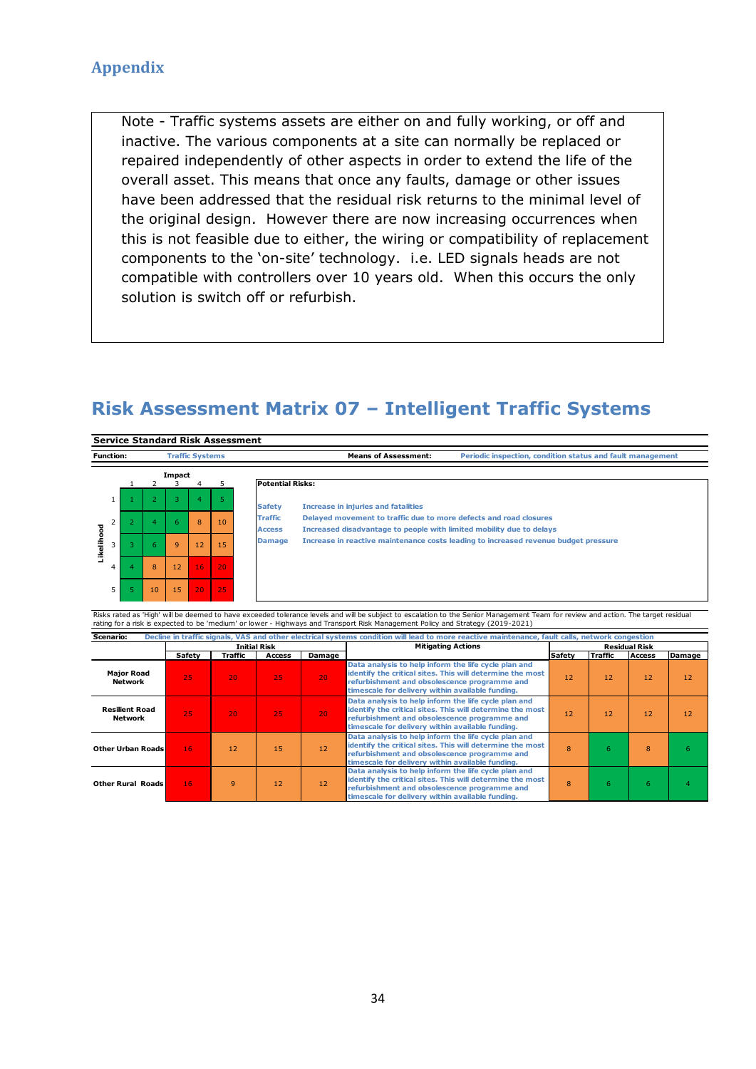## Appendix

Note - Traffic systems assets are either on and fully working, or off and inactive. The various components at a site can normally be replaced or repaired independently of other aspects in order to extend the life of the overall asset. This means that once any faults, damage or other issues have been addressed that the residual risk returns to the minimal level of the original design. However there are now increasing occurrences when this is not feasible due to either, the wiring or compatibility of replacement components to the 'on-site' technology. i.e. LED signals heads are not compatible with controllers over 10 years old. When this occurs the only solution is switch off or refurbish.

# Risk Assessment Matrix 07 – Intelligent Traffic Systems

**Service Standard Risk Assessment**

**Function:** Traffic Systems

**Means of Assessment:** Periodic inspection, condition status and fault management

| Likelihood \ Impact | 1 | 2 | 3 | 4 | 5 |
|---|---|---|---|---|---|
| 1 | 1 | 2 | 3 | 4 | 5 |
| 2 | 2 | 4 | 6 | 8 | 10 |
| 3 | 3 | 6 | 9 | 12 | 15 |
| 4 | 4 | 8 | 12 | 16 | 20 |
| 5 | 5 | 10 | 15 | 20 | 25 |

**Potential Risks:**

| | |
|---|---|
| Safety | Increase in injuries and fatalities |
| Traffic | Delayed movement to traffic due to more defects and road closures |
| Access | Increased disadvantage to people with limited mobility due to delays |
| Damage | Increase in reactive maintenance costs leading to increased revenue budget pressure |

Risks rated as 'High' will be deemed to have exceeded tolerance levels and will be subject to escalation to the Senior Management Team for review and action. The target residual rating for a risk is expected to be 'medium' or lower - Highways and Transport Risk Management Policy and Strategy (2019-2021)

**Scenario:** Decline in traffic signals, VAS and other electrical systems condition will lead to more reactive maintenance, fault calls, network congestion

| | Initial Risk | | | | Mitigating Actions | Residual Risk | | | |
|---|---|---|---|---|---|---|---|---|---|
| | Safety | Traffic | Access | Damage | | Safety | Traffic | Access | Damage |
| Major Road Network | 25 | 20 | 25 | 20 | Data analysis to help inform the life cycle plan and identify the critical sites. This will determine the most refurbishment and obsolescence programme and timescale for delivery within available funding. | 12 | 12 | 12 | 12 |
| Resilient Road Network | 25 | 20 | 25 | 20 | Data analysis to help inform the life cycle plan and identify the critical sites. This will determine the most refurbishment and obsolescence programme and timescale for delivery within available funding. | 12 | 12 | 12 | 12 |
| Other Urban Roads | 16 | 12 | 15 | 12 | Data analysis to help inform the life cycle plan and identify the critical sites. This will determine the most refurbishment and obsolescence programme and timescale for delivery within available funding. | 8 | 6 | 8 | 6 |
| Other Rural Roads | 16 | 9 | 12 | 12 | Data analysis to help inform the life cycle plan and identify the critical sites. This will determine the most refurbishment and obsolescence programme and timescale for delivery within available funding. | 8 | 6 | 6 | 4 |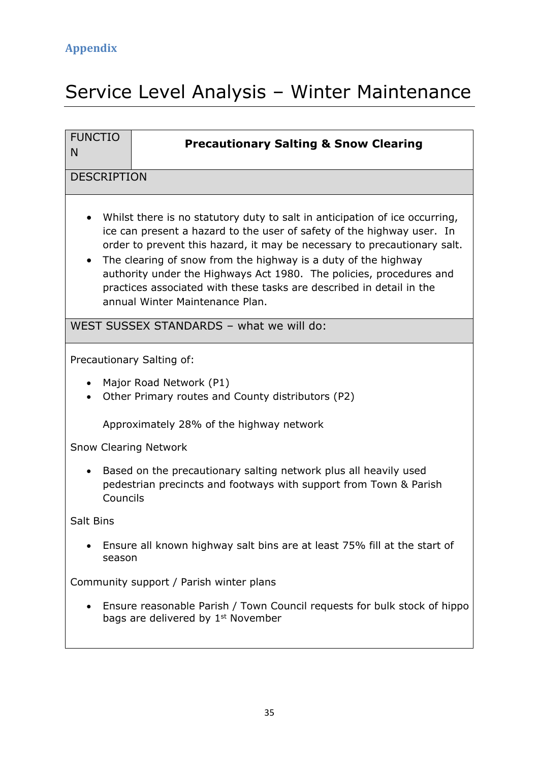Appendix

# Service Level Analysis – Winter Maintenance

| FUNCTION | **Precautionary Salting & Snow Clearing** |
|---|---|
| DESCRIPTION | |
| • Whilst there is no statutory duty to salt in anticipation of ice occurring, ice can present a hazard to the user of safety of the highway user. In order to prevent this hazard, it may be necessary to precautionary salt.<br>• The clearing of snow from the highway is a duty of the highway authority under the Highways Act 1980. The policies, procedures and practices associated with these tasks are described in detail in the annual Winter Maintenance Plan. | |
| WEST SUSSEX STANDARDS – what we will do: | |
| Precautionary Salting of:<br>• Major Road Network (P1)<br>• Other Primary routes and County distributors (P2)<br>Approximately 28% of the highway network<br><br>Snow Clearing Network<br>• Based on the precautionary salting network plus all heavily used pedestrian precincts and footways with support from Town & Parish Councils<br><br>Salt Bins<br>• Ensure all known highway salt bins are at least 75% fill at the start of season<br><br>Community support / Parish winter plans<br>• Ensure reasonable Parish / Town Council requests for bulk stock of hippo bags are delivered by 1st November | |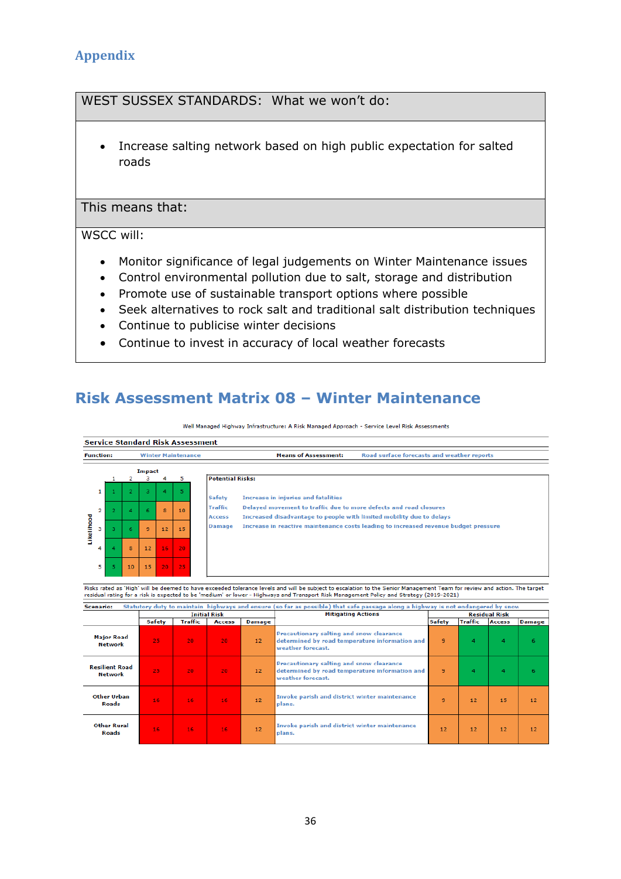## Appendix

| WEST SUSSEX STANDARDS: What we won't do: |
|---|
| • Increase salting network based on high public expectation for salted roads |
| **This means that:** |
| WSCC will:<br>• Monitor significance of legal judgements on Winter Maintenance issues<br>• Control environmental pollution due to salt, storage and distribution<br>• Promote use of sustainable transport options where possible<br>• Seek alternatives to rock salt and traditional salt distribution techniques<br>• Continue to publicise winter decisions<br>• Continue to invest in accuracy of local weather forecasts |

## Risk Assessment Matrix 08 – Winter Maintenance

Well Managed Highway Infrastructure: A Risk Managed Approach - Service Level Risk Assessments

**Service Standard Risk Assessment**

**Function:** Winter Maintenance **Means of Assessment:** Road surface forecasts and weather reports

| Likelihood \ Impact | 1 | 2 | 3 | 4 | 5 |
|---|---|---|---|---|---|
| 1 | 1 | 2 | 3 | 4 | 5 |
| 2 | 2 | 4 | 6 | 8 | 10 |
| 3 | 3 | 6 | 9 | 12 | 15 |
| 4 | 4 | 8 | 12 | 16 | 20 |
| 5 | 5 | 10 | 15 | 20 | 25 |

**Potential Risks:**

- Safety: Increase in injuries and fatalities
- Traffic: Delayed movement to traffic due to more defects and road closures
- Access: Increased disadvantage to people with limited mobility due to delays
- Damage: Increase in reactive maintenance costs leading to increased revenue budget pressure

Risks rated as 'High' will be deemed to have exceeded tolerance levels and will be subject to escalation to the Senior Management Team for review and action. The target residual rating for a risk is expected to be 'medium' or lower - Highways and Transport Risk Management Policy and Strategy (2019-2021)

**Scenario:** Statutory duty to maintain highways and ensure (so far as possible) that safe passage along a highway is not endangered by snow

| | Initial Risk | | | | Mitigating Actions | Residual Risk | | | |
|---|---|---|---|---|---|---|---|---|---|
| | Safety | Traffic | Access | Damage | | Safety | Traffic | Access | Damage |
| Major Road Network | 25 | 20 | 20 | 12 | Precautionary salting and snow clearance determined by road temperature information and weather forecast. | 9 | 4 | 4 | 6 |
| Resilient Road Network | 25 | 20 | 20 | 12 | Precautionary salting and snow clearance determined by road temperature information and weather forecast. | 9 | 4 | 4 | 6 |
| Other Urban Roads | 16 | 16 | 16 | 12 | Invoke parish and district winter maintenance plans. | 9 | 12 | 15 | 12 |
| Other Rural Roads | 16 | 16 | 16 | 12 | Invoke parish and district winter maintenance plans. | 12 | 12 | 12 | 12 |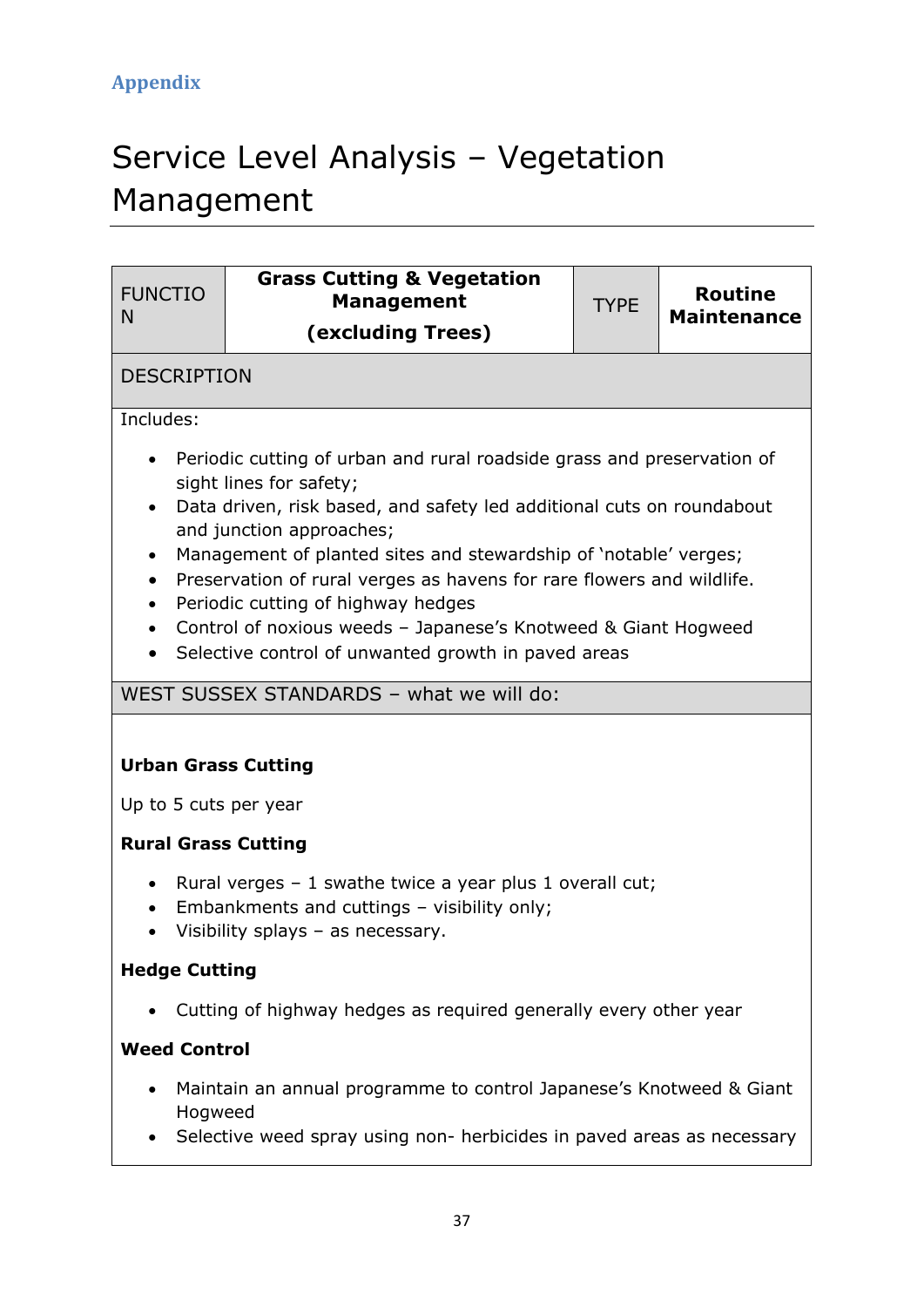Appendix

# Service Level Analysis – Vegetation Management

| FUNCTION | **Grass Cutting & Vegetation Management (excluding Trees)** | TYPE | **Routine Maintenance** |
|---|---|---|---|

DESCRIPTION

Includes:

- Periodic cutting of urban and rural roadside grass and preservation of sight lines for safety;
- Data driven, risk based, and safety led additional cuts on roundabout and junction approaches;
- Management of planted sites and stewardship of 'notable' verges;
- Preservation of rural verges as havens for rare flowers and wildlife.
- Periodic cutting of highway hedges
- Control of noxious weeds – Japanese's Knotweed & Giant Hogweed
- Selective control of unwanted growth in paved areas

WEST SUSSEX STANDARDS – what we will do:

**Urban Grass Cutting**

Up to 5 cuts per year

**Rural Grass Cutting**

- Rural verges – 1 swathe twice a year plus 1 overall cut;
- Embankments and cuttings – visibility only;
- Visibility splays – as necessary.

**Hedge Cutting**

- Cutting of highway hedges as required generally every other year

**Weed Control**

- Maintain an annual programme to control Japanese's Knotweed & Giant Hogweed
- Selective weed spray using non- herbicides in paved areas as necessary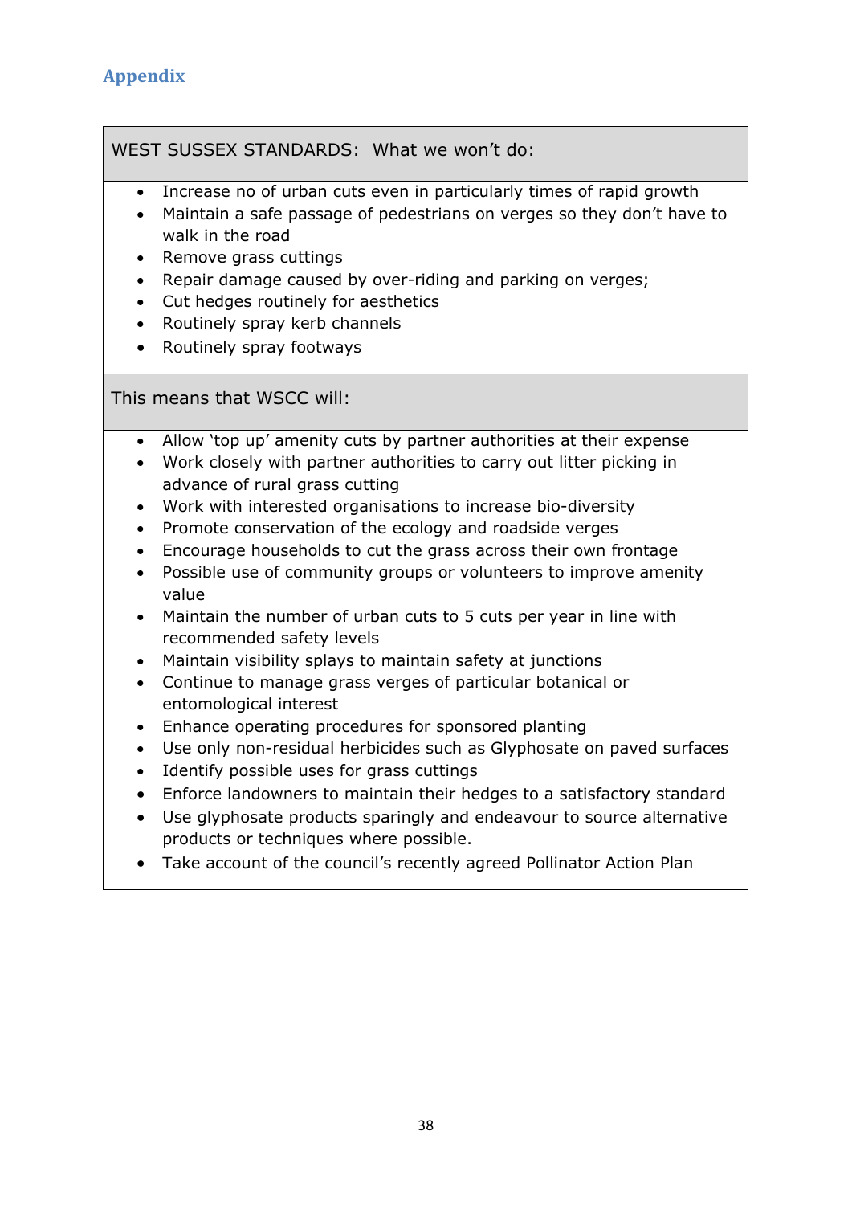## Appendix

| WEST SUSSEX STANDARDS: What we won't do: |
| --- |
| • Increase no of urban cuts even in particularly times of rapid growth<br>• Maintain a safe passage of pedestrians on verges so they don't have to walk in the road<br>• Remove grass cuttings<br>• Repair damage caused by over-riding and parking on verges;<br>• Cut hedges routinely for aesthetics<br>• Routinely spray kerb channels<br>• Routinely spray footways |
| **This means that WSCC will:** |
| • Allow 'top up' amenity cuts by partner authorities at their expense<br>• Work closely with partner authorities to carry out litter picking in advance of rural grass cutting<br>• Work with interested organisations to increase bio-diversity<br>• Promote conservation of the ecology and roadside verges<br>• Encourage households to cut the grass across their own frontage<br>• Possible use of community groups or volunteers to improve amenity value<br>• Maintain the number of urban cuts to 5 cuts per year in line with recommended safety levels<br>• Maintain visibility splays to maintain safety at junctions<br>• Continue to manage grass verges of particular botanical or entomological interest<br>• Enhance operating procedures for sponsored planting<br>• Use only non-residual herbicides such as Glyphosate on paved surfaces<br>• Identify possible uses for grass cuttings<br>• Enforce landowners to maintain their hedges to a satisfactory standard<br>• Use glyphosate products sparingly and endeavour to source alternative products or techniques where possible.<br>• Take account of the council's recently agreed Pollinator Action Plan |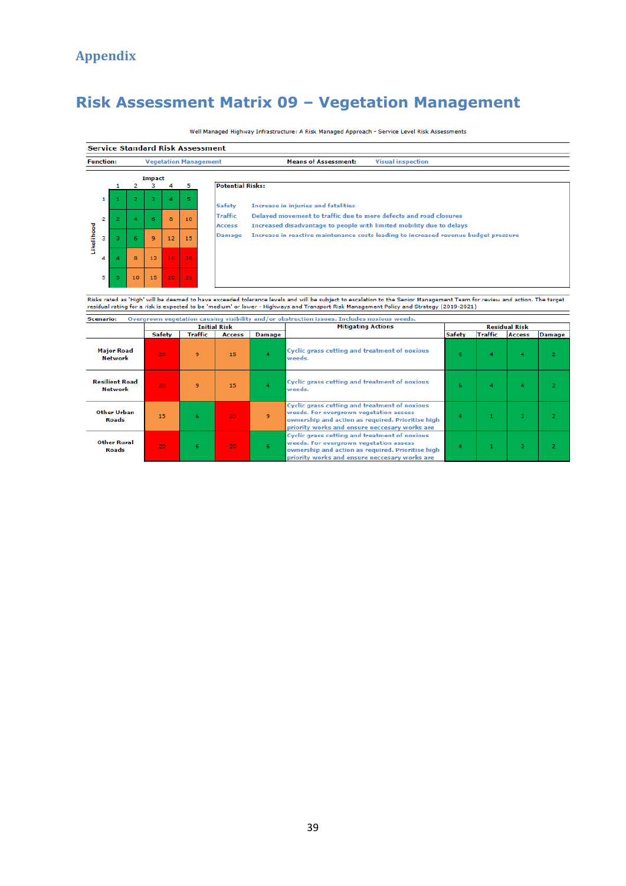# Appendix

## Risk Assessment Matrix 09 – Vegetation Management

Well Managed Highway Infrastructure: A Risk Managed Approach - Service Level Risk Assessments

**Service Standard Risk Assessment**

**Function:** Vegetation Management **Means of Assessment:** Visual inspection

| Likelihood \ Impact | 1 | 2 | 3 | 4 | 5 |
|---|---|---|---|---|---|
| 1 | 1 | 2 | 3 | 4 | 5 |
| 2 | 2 | 4 | 6 | 8 | 10 |
| 3 | 3 | 6 | 9 | 12 | 15 |
| 4 | 4 | 8 | 12 | 16 | 20 |
| 5 | 5 | 10 | 15 | 20 | 25 |

**Potential Risks:**

| | |
|---|---|
| Safety | Increase in injuries and fatalities |
| Traffic | Delayed movement to traffic due to more defects and road closures |
| Access | Increased disadvantage to people with limited mobility due to delays |
| Damage | Increase in reactive maintenance costs leading to increased revenue budget pressure |

Risks rated as 'High' will be deemed to have exceeded tolerance levels and will be subject to escalation to the Senior Management Team for review and action. The target residual rating for a risk is expected to be 'medium' or lower - Highways and Transport Risk Management Policy and Strategy (2019-2021)

**Scenario:** Overgrown vegetation causing visibility and/or obstruction issues. Includes noxious weeds.

| | Initial Risk | | | | Mitigating Actions | Residual Risk | | | |
|---|---|---|---|---|---|---|---|---|---|
| | Safety | Traffic | Access | Damage | | Safety | Traffic | Access | Damage |
| Major Road Network | 20 | 9 | 15 | 4 | Cyclic grass cutting and treatment of noxious weeds. | 6 | 4 | 4 | 2 |
| Resilient Road Network | 20 | 9 | 15 | 4 | Cyclic grass cutting and treatment of noxious weeds. | 6 | 4 | 4 | 2 |
| Other Urban Roads | 15 | 6 | 25 | 9 | Cyclic grass cutting and treatment of noxious weeds. For overgrown vegetation assess ownership and action as required. Prioritise high priority works and ensure neccesary works are | 4 | 1 | 3 | 2 |
| Other Rural Roads | 20 | 6 | 20 | 6 | Cyclic grass cutting and treatment of noxious weeds. For overgrown vegetation assess ownership and action as required. Prioritise high priority works and ensure neccesary works are | 4 | 1 | 3 | 2 |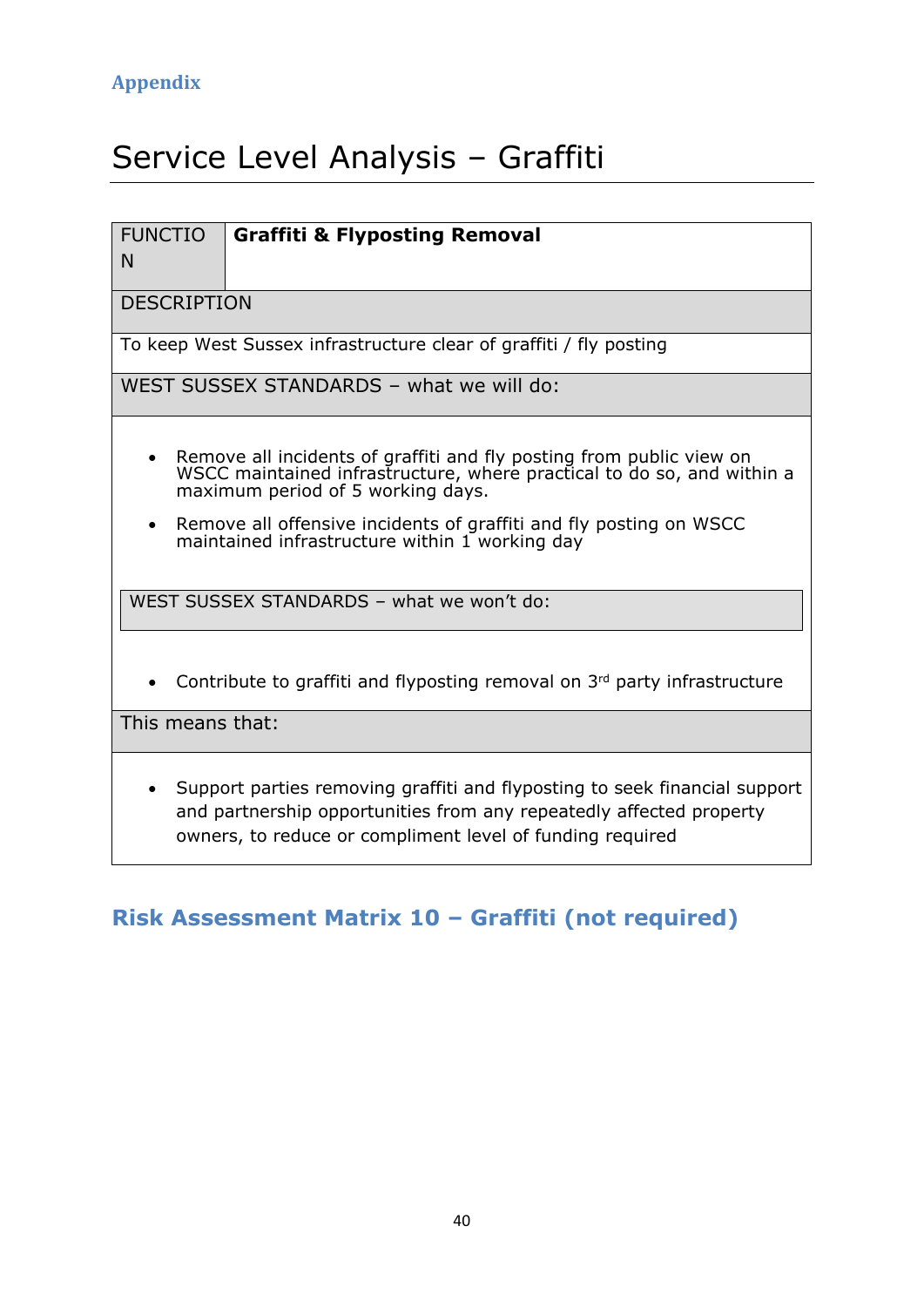Appendix

# Service Level Analysis – Graffiti

| FUNCTION | **Graffiti & Flyposting Removal** |
|---|---|
| DESCRIPTION | |
| To keep West Sussex infrastructure clear of graffiti / fly posting | |
| WEST SUSSEX STANDARDS – what we will do: | |
| • Remove all incidents of graffiti and fly posting from public view on WSCC maintained infrastructure, where practical to do so, and within a maximum period of 5 working days.<br>• Remove all offensive incidents of graffiti and fly posting on WSCC maintained infrastructure within 1 working day | |
| WEST SUSSEX STANDARDS – what we won't do: | |
| • Contribute to graffiti and flyposting removal on 3rd party infrastructure | |
| This means that: | |
| • Support parties removing graffiti and flyposting to seek financial support and partnership opportunities from any repeatedly affected property owners, to reduce or compliment level of funding required | |

## Risk Assessment Matrix 10 – Graffiti (not required)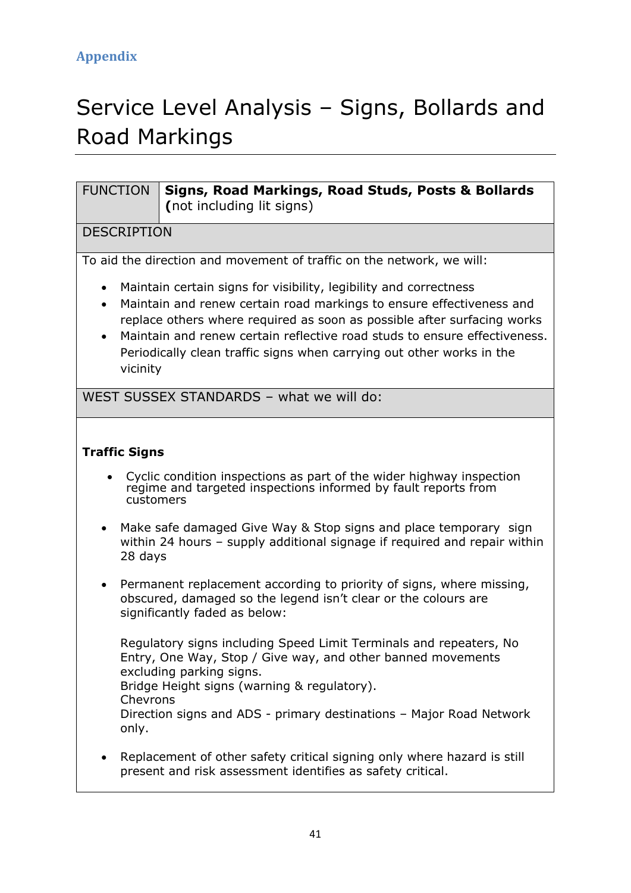Appendix

# Service Level Analysis – Signs, Bollards and Road Markings

| FUNCTION | **Signs, Road Markings, Road Studs, Posts & Bollards (**not including lit signs) |
|---|---|

**DESCRIPTION**

To aid the direction and movement of traffic on the network, we will:

- Maintain certain signs for visibility, legibility and correctness
- Maintain and renew certain road markings to ensure effectiveness and replace others where required as soon as possible after surfacing works
- Maintain and renew certain reflective road studs to ensure effectiveness. Periodically clean traffic signs when carrying out other works in the vicinity

**WEST SUSSEX STANDARDS – what we will do:**

**Traffic Signs**

- Cyclic condition inspections as part of the wider highway inspection regime and targeted inspections informed by fault reports from customers

- Make safe damaged Give Way & Stop signs and place temporary sign within 24 hours – supply additional signage if required and repair within 28 days

- Permanent replacement according to priority of signs, where missing, obscured, damaged so the legend isn't clear or the colours are significantly faded as below:

  Regulatory signs including Speed Limit Terminals and repeaters, No Entry, One Way, Stop / Give way, and other banned movements excluding parking signs.
  Bridge Height signs (warning & regulatory).
  Chevrons
  Direction signs and ADS - primary destinations – Major Road Network only.

- Replacement of other safety critical signing only where hazard is still present and risk assessment identifies as safety critical.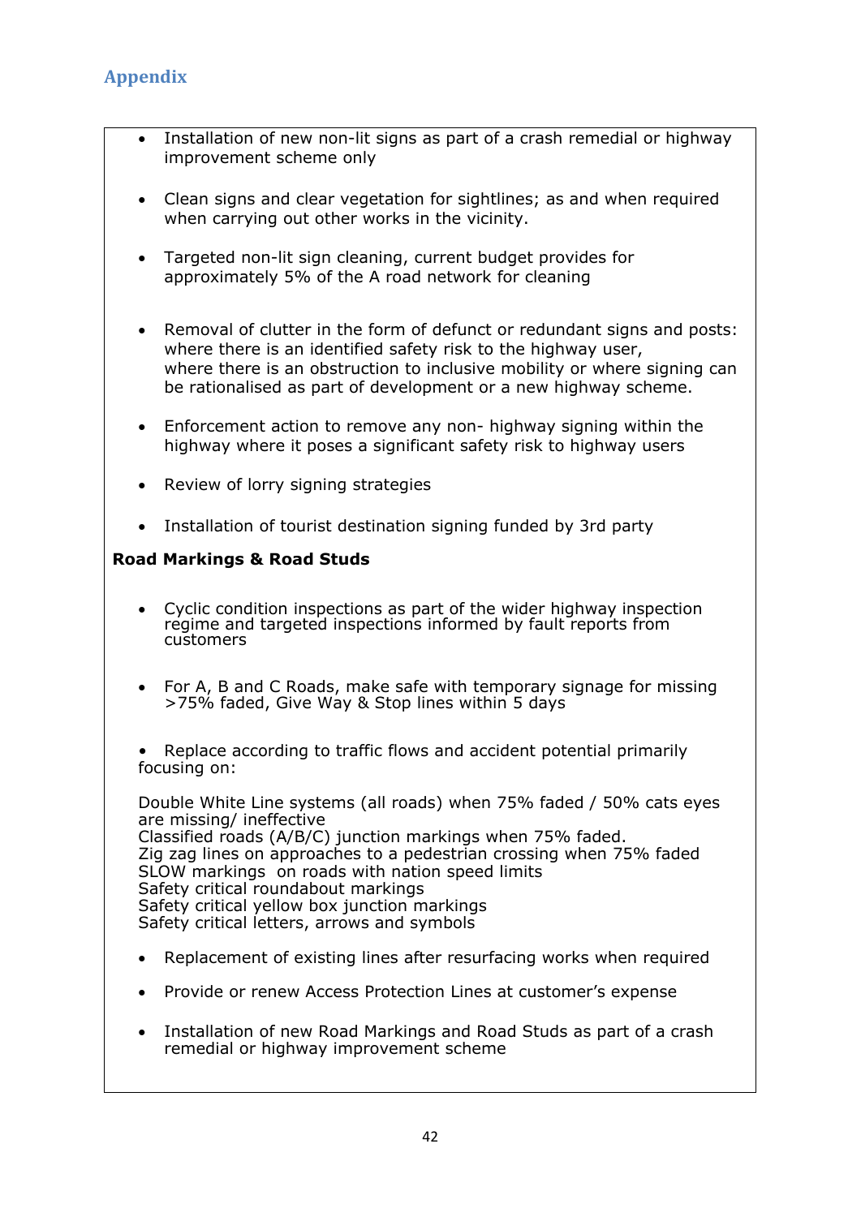## Appendix

- Installation of new non-lit signs as part of a crash remedial or highway improvement scheme only
- Clean signs and clear vegetation for sightlines; as and when required when carrying out other works in the vicinity.
- Targeted non-lit sign cleaning, current budget provides for approximately 5% of the A road network for cleaning
- Removal of clutter in the form of defunct or redundant signs and posts: where there is an identified safety risk to the highway user, where there is an obstruction to inclusive mobility or where signing can be rationalised as part of development or a new highway scheme.
- Enforcement action to remove any non- highway signing within the highway where it poses a significant safety risk to highway users
- Review of lorry signing strategies
- Installation of tourist destination signing funded by 3rd party

**Road Markings & Road Studs**

- Cyclic condition inspections as part of the wider highway inspection regime and targeted inspections informed by fault reports from customers
- For A, B and C Roads, make safe with temporary signage for missing >75% faded, Give Way & Stop lines within 5 days
- Replace according to traffic flows and accident potential primarily focusing on:

Double White Line systems (all roads) when 75% faded / 50% cats eyes are missing/ ineffective
Classified roads (A/B/C) junction markings when 75% faded.
Zig zag lines on approaches to a pedestrian crossing when 75% faded
SLOW markings on roads with nation speed limits
Safety critical roundabout markings
Safety critical yellow box junction markings
Safety critical letters, arrows and symbols

- Replacement of existing lines after resurfacing works when required
- Provide or renew Access Protection Lines at customer's expense
- Installation of new Road Markings and Road Studs as part of a crash remedial or highway improvement scheme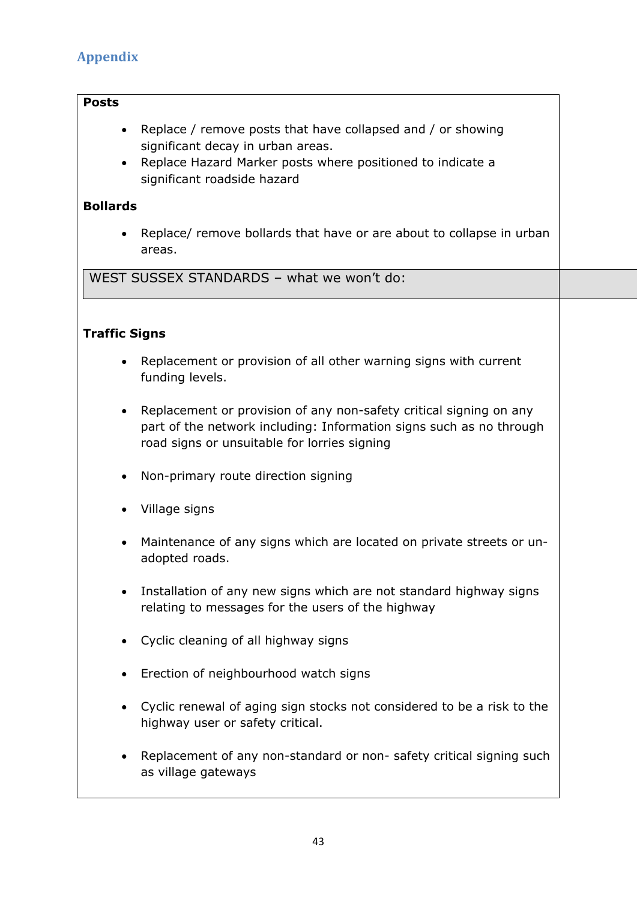## Appendix

**Posts**

- Replace / remove posts that have collapsed and / or showing significant decay in urban areas.
- Replace Hazard Marker posts where positioned to indicate a significant roadside hazard

**Bollards**

- Replace/ remove bollards that have or are about to collapse in urban areas.

WEST SUSSEX STANDARDS – what we won't do:

**Traffic Signs**

- Replacement or provision of all other warning signs with current funding levels.
- Replacement or provision of any non-safety critical signing on any part of the network including: Information signs such as no through road signs or unsuitable for lorries signing
- Non-primary route direction signing
- Village signs
- Maintenance of any signs which are located on private streets or un-adopted roads.
- Installation of any new signs which are not standard highway signs relating to messages for the users of the highway
- Cyclic cleaning of all highway signs
- Erection of neighbourhood watch signs
- Cyclic renewal of aging sign stocks not considered to be a risk to the highway user or safety critical.
- Replacement of any non-standard or non- safety critical signing such as village gateways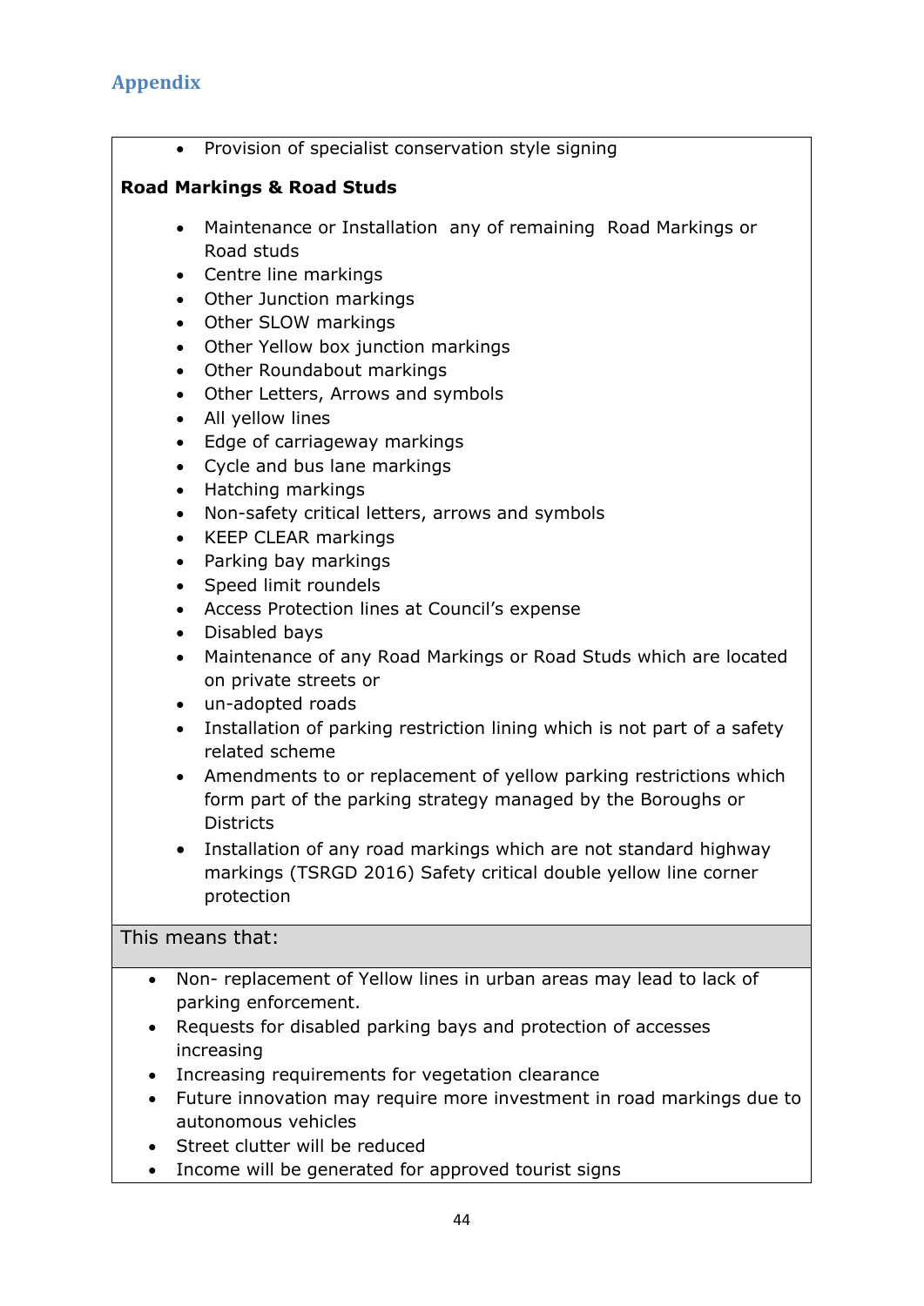## Appendix

- Provision of specialist conservation style signing

**Road Markings & Road Studs**

- Maintenance or Installation  any of remaining  Road Markings or Road studs
- Centre line markings
- Other Junction markings
- Other SLOW markings
- Other Yellow box junction markings
- Other Roundabout markings
- Other Letters, Arrows and symbols
- All yellow lines
- Edge of carriageway markings
- Cycle and bus lane markings
- Hatching markings
- Non-safety critical letters, arrows and symbols
- KEEP CLEAR markings
- Parking bay markings
- Speed limit roundels
- Access Protection lines at Council's expense
- Disabled bays
- Maintenance of any Road Markings or Road Studs which are located on private streets or
- un-adopted roads
- Installation of parking restriction lining which is not part of a safety related scheme
- Amendments to or replacement of yellow parking restrictions which form part of the parking strategy managed by the Boroughs or Districts
- Installation of any road markings which are not standard highway markings (TSRGD 2016) Safety critical double yellow line corner protection

This means that:

- Non- replacement of Yellow lines in urban areas may lead to lack of parking enforcement.
- Requests for disabled parking bays and protection of accesses increasing
- Increasing requirements for vegetation clearance
- Future innovation may require more investment in road markings due to autonomous vehicles
- Street clutter will be reduced
- Income will be generated for approved tourist signs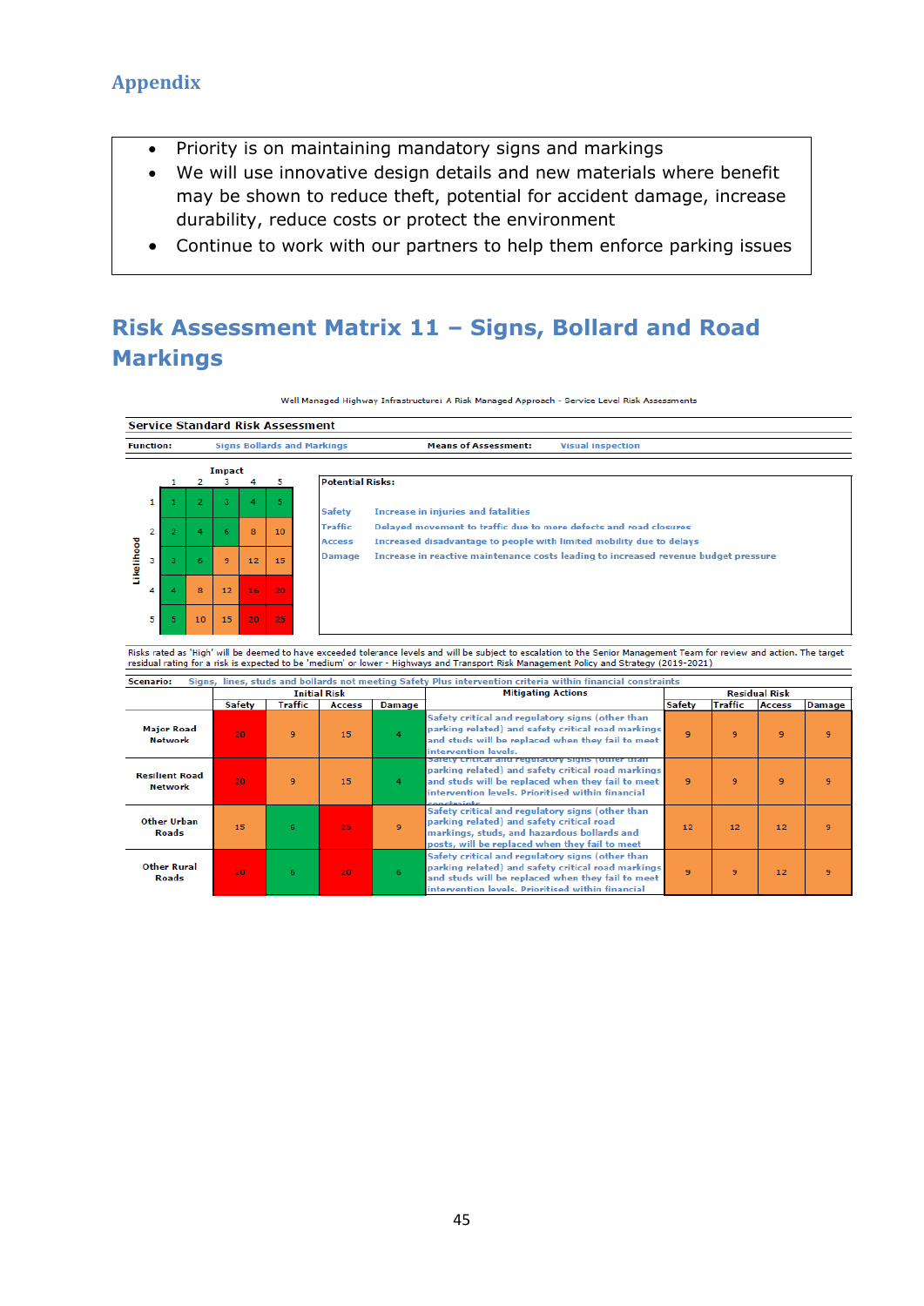## Appendix

- Priority is on maintaining mandatory signs and markings
- We will use innovative design details and new materials where benefit may be shown to reduce theft, potential for accident damage, increase durability, reduce costs or protect the environment
- Continue to work with our partners to help them enforce parking issues

# Risk Assessment Matrix 11 – Signs, Bollard and Road Markings

Well Managed Highway Infrastructure: A Risk Managed Approach - Service Level Risk Assessments

**Service Standard Risk Assessment**

**Function:** Signs Bollards and Markings  **Means of Assessment:** Visual Inspection

Impact

| Likelihood | 1 | 2 | 3 | 4 | 5 |
|---|---|---|---|---|---|
| 1 | 1 | 2 | 3 | 4 | 5 |
| 2 | 2 | 4 | 6 | 8 | 10 |
| 3 | 3 | 6 | 9 | 12 | 15 |
| 4 | 4 | 8 | 12 | 16 | 20 |
| 5 | 5 | 10 | 15 | 20 | 25 |

**Potential Risks:**

| | |
|---|---|
| Safety | Increase in injuries and fatalities |
| Traffic | Delayed movement to traffic due to more defects and road closures |
| Access | Increased disadvantage to people with limited mobility due to delays |
| Damage | Increase in reactive maintenance costs leading to increased revenue budget pressure |

Risks rated as 'High' will be deemed to have exceeded tolerance levels and will be subject to escalation to the Senior Management Team for review and action. The target residual rating for a risk is expected to be 'medium' or lower - Highways and Transport Risk Management Policy and Strategy (2019-2021)

**Scenario:** Signs, lines, studs and bollards not meeting Safety Plus intervention criteria within financial constraints

| | Initial Risk | | | | Mitigating Actions | Residual Risk | | | |
|---|---|---|---|---|---|---|---|---|---|
| | Safety | Traffic | Access | Damage | | Safety | Traffic | Access | Damage |
| Major Road Network | 20 | 9 | 15 | 4 | Safety critical and regulatory signs (other than parking related) and safety critical road markings and studs will be replaced when they fail to meet intervention levels. | 9 | 9 | 9 | 9 |
| Resilient Road Network | 20 | 9 | 15 | 4 | Safety critical and regulatory signs (other than parking related) and safety critical road markings and studs will be replaced when they fail to meet intervention levels. Prioritised within financial constraints | 9 | 9 | 9 | 9 |
| Other Urban Roads | 15 | 6 | 25 | 9 | Safety critical and regulatory signs (other than parking related) and safety critical road markings, studs, and hazardous bollards and posts, will be replaced when they fail to meet | 12 | 12 | 12 | 9 |
| Other Rural Roads | 20 | 6 | 20 | 6 | Safety critical and regulatory signs (other than parking related) and safety critical road markings and studs will be replaced when they fail to meet intervention levels. Prioritised within financial | 9 | 9 | 12 | 9 |